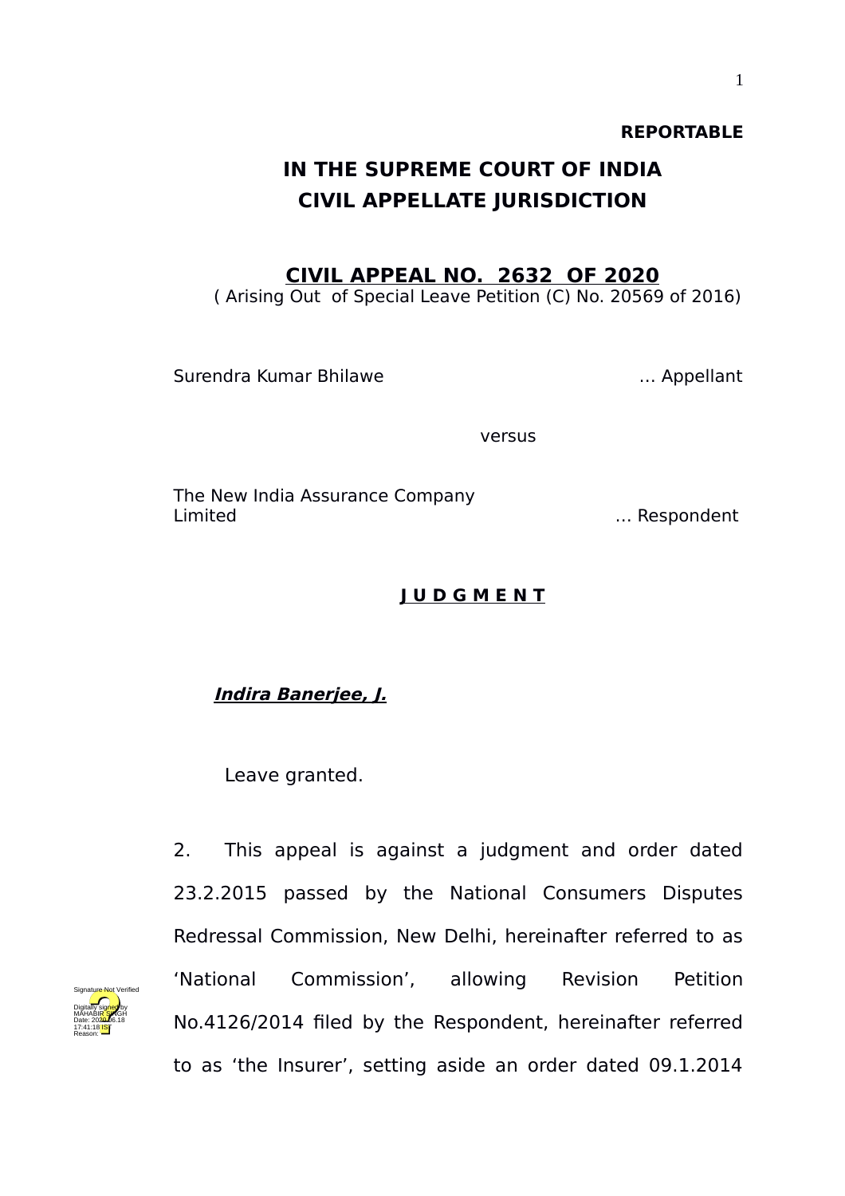**REPORTABLE**

# IN THE SUPREME COURT OF INDIA
# CIVIL APPELLATE JURISDICTION

## CIVIL APPEAL NO. 2632 OF 2020

( Arising Out of Special Leave Petition (C) No. 20569 of 2016)

Surendra Kumar Bhilawe … Appellant

versus

The New India Assurance Company Limited … Respondent

**J U D G M E N T**

***Indira Banerjee, J.***

Leave granted.

2. This appeal is against a judgment and order dated 23.2.2015 passed by the National Consumers Disputes Redressal Commission, New Delhi, hereinafter referred to as 'National Commission', allowing Revision Petition No.4126/2014 filed by the Respondent, hereinafter referred to as 'the Insurer', setting aside an order dated 09.1.2014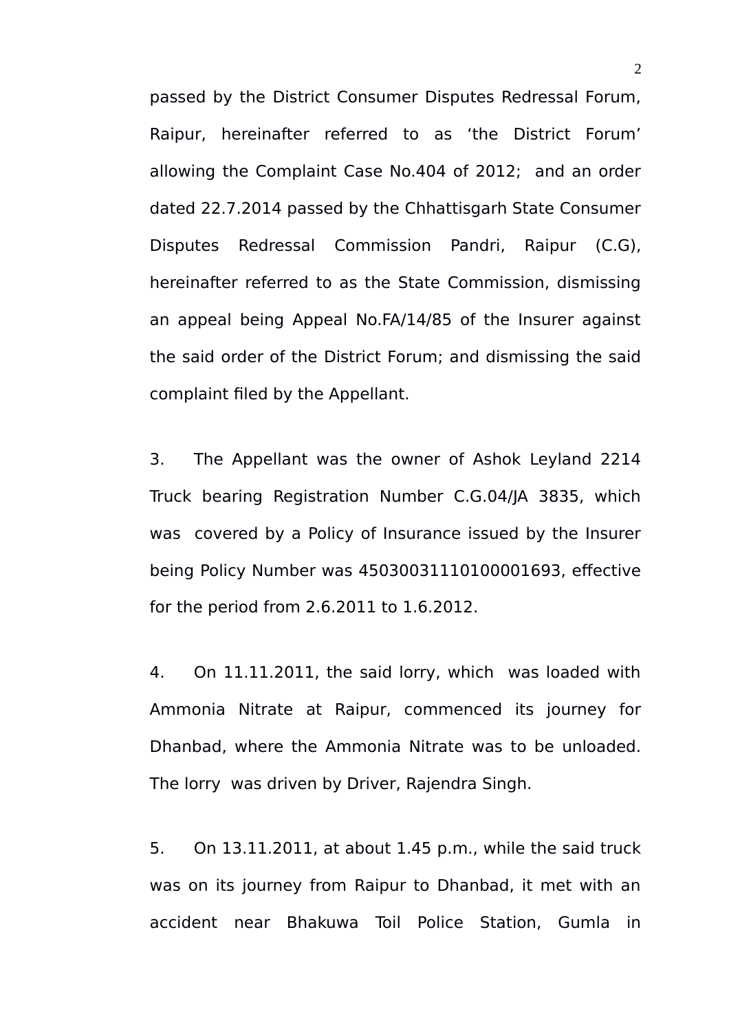passed by the District Consumer Disputes Redressal Forum, Raipur, hereinafter referred to as 'the District Forum' allowing the Complaint Case No.404 of 2012; and an order dated 22.7.2014 passed by the Chhattisgarh State Consumer Disputes Redressal Commission Pandri, Raipur (C.G), hereinafter referred to as the State Commission, dismissing an appeal being Appeal No.FA/14/85 of the Insurer against the said order of the District Forum; and dismissing the said complaint filed by the Appellant.

3. The Appellant was the owner of Ashok Leyland 2214 Truck bearing Registration Number C.G.04/JA 3835, which was covered by a Policy of Insurance issued by the Insurer being Policy Number was 45030031110100001693, effective for the period from 2.6.2011 to 1.6.2012.

4. On 11.11.2011, the said lorry, which was loaded with Ammonia Nitrate at Raipur, commenced its journey for Dhanbad, where the Ammonia Nitrate was to be unloaded. The lorry was driven by Driver, Rajendra Singh.

5. On 13.11.2011, at about 1.45 p.m., while the said truck was on its journey from Raipur to Dhanbad, it met with an accident near Bhakuwa Toil Police Station, Gumla in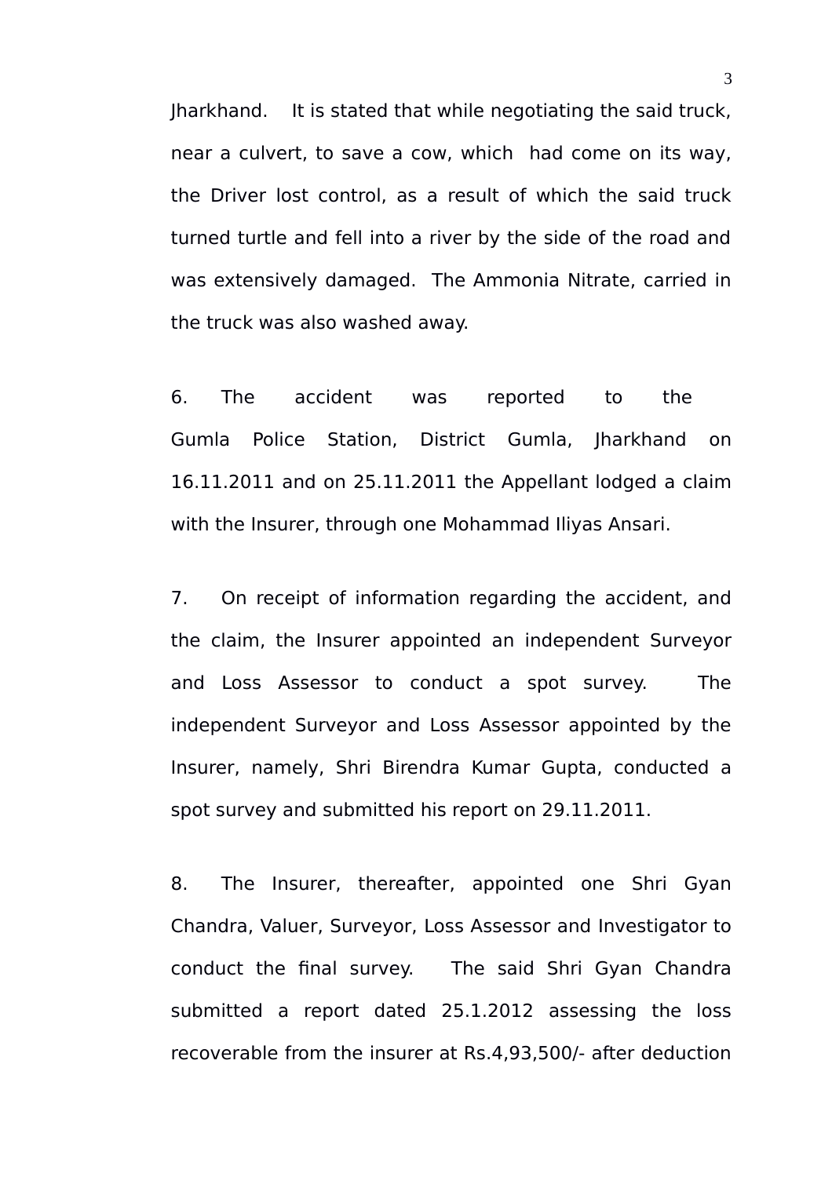Jharkhand. It is stated that while negotiating the said truck, near a culvert, to save a cow, which had come on its way, the Driver lost control, as a result of which the said truck turned turtle and fell into a river by the side of the road and was extensively damaged. The Ammonia Nitrate, carried in the truck was also washed away.

6. The accident was reported to the Gumla Police Station, District Gumla, Jharkhand on 16.11.2011 and on 25.11.2011 the Appellant lodged a claim with the Insurer, through one Mohammad Iliyas Ansari.

7. On receipt of information regarding the accident, and the claim, the Insurer appointed an independent Surveyor and Loss Assessor to conduct a spot survey. The independent Surveyor and Loss Assessor appointed by the Insurer, namely, Shri Birendra Kumar Gupta, conducted a spot survey and submitted his report on 29.11.2011.

8. The Insurer, thereafter, appointed one Shri Gyan Chandra, Valuer, Surveyor, Loss Assessor and Investigator to conduct the final survey. The said Shri Gyan Chandra submitted a report dated 25.1.2012 assessing the loss recoverable from the insurer at Rs.4,93,500/- after deduction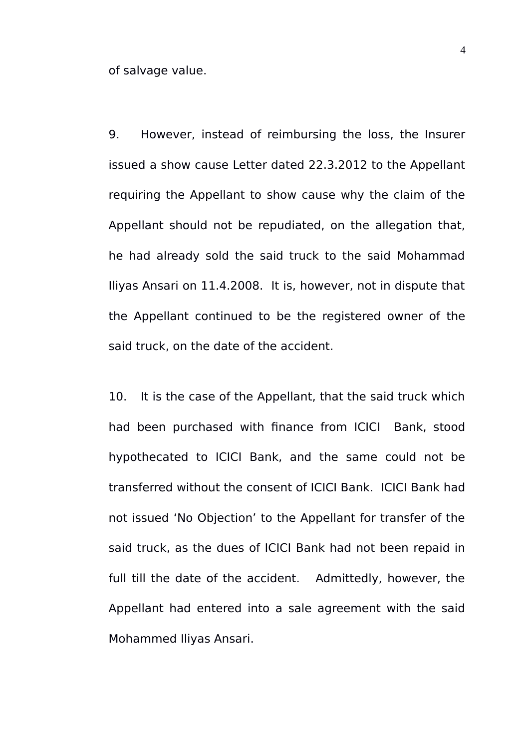of salvage value.

9. However, instead of reimbursing the loss, the Insurer issued a show cause Letter dated 22.3.2012 to the Appellant requiring the Appellant to show cause why the claim of the Appellant should not be repudiated, on the allegation that, he had already sold the said truck to the said Mohammad Iliyas Ansari on 11.4.2008. It is, however, not in dispute that the Appellant continued to be the registered owner of the said truck, on the date of the accident.

10. It is the case of the Appellant, that the said truck which had been purchased with finance from ICICI Bank, stood hypothecated to ICICI Bank, and the same could not be transferred without the consent of ICICI Bank. ICICI Bank had not issued 'No Objection' to the Appellant for transfer of the said truck, as the dues of ICICI Bank had not been repaid in full till the date of the accident. Admittedly, however, the Appellant had entered into a sale agreement with the said Mohammed Iliyas Ansari.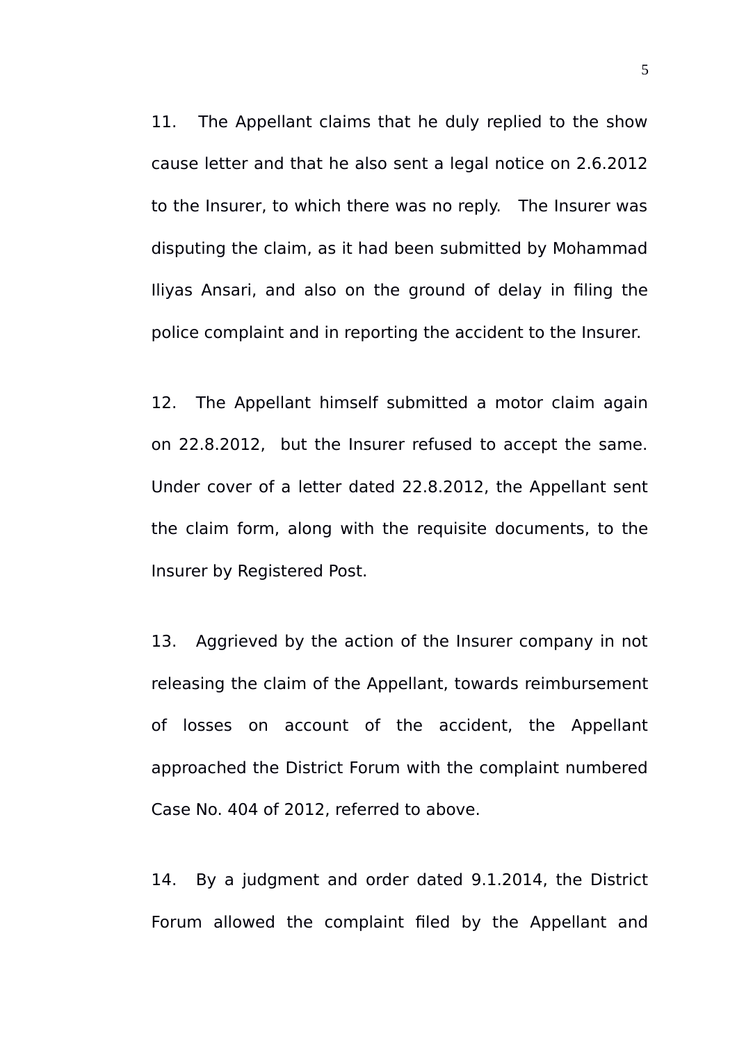11. The Appellant claims that he duly replied to the show cause letter and that he also sent a legal notice on 2.6.2012 to the Insurer, to which there was no reply. The Insurer was disputing the claim, as it had been submitted by Mohammad Iliyas Ansari, and also on the ground of delay in filing the police complaint and in reporting the accident to the Insurer.

12. The Appellant himself submitted a motor claim again on 22.8.2012, but the Insurer refused to accept the same. Under cover of a letter dated 22.8.2012, the Appellant sent the claim form, along with the requisite documents, to the Insurer by Registered Post.

13. Aggrieved by the action of the Insurer company in not releasing the claim of the Appellant, towards reimbursement of losses on account of the accident, the Appellant approached the District Forum with the complaint numbered Case No. 404 of 2012, referred to above.

14. By a judgment and order dated 9.1.2014, the District Forum allowed the complaint filed by the Appellant and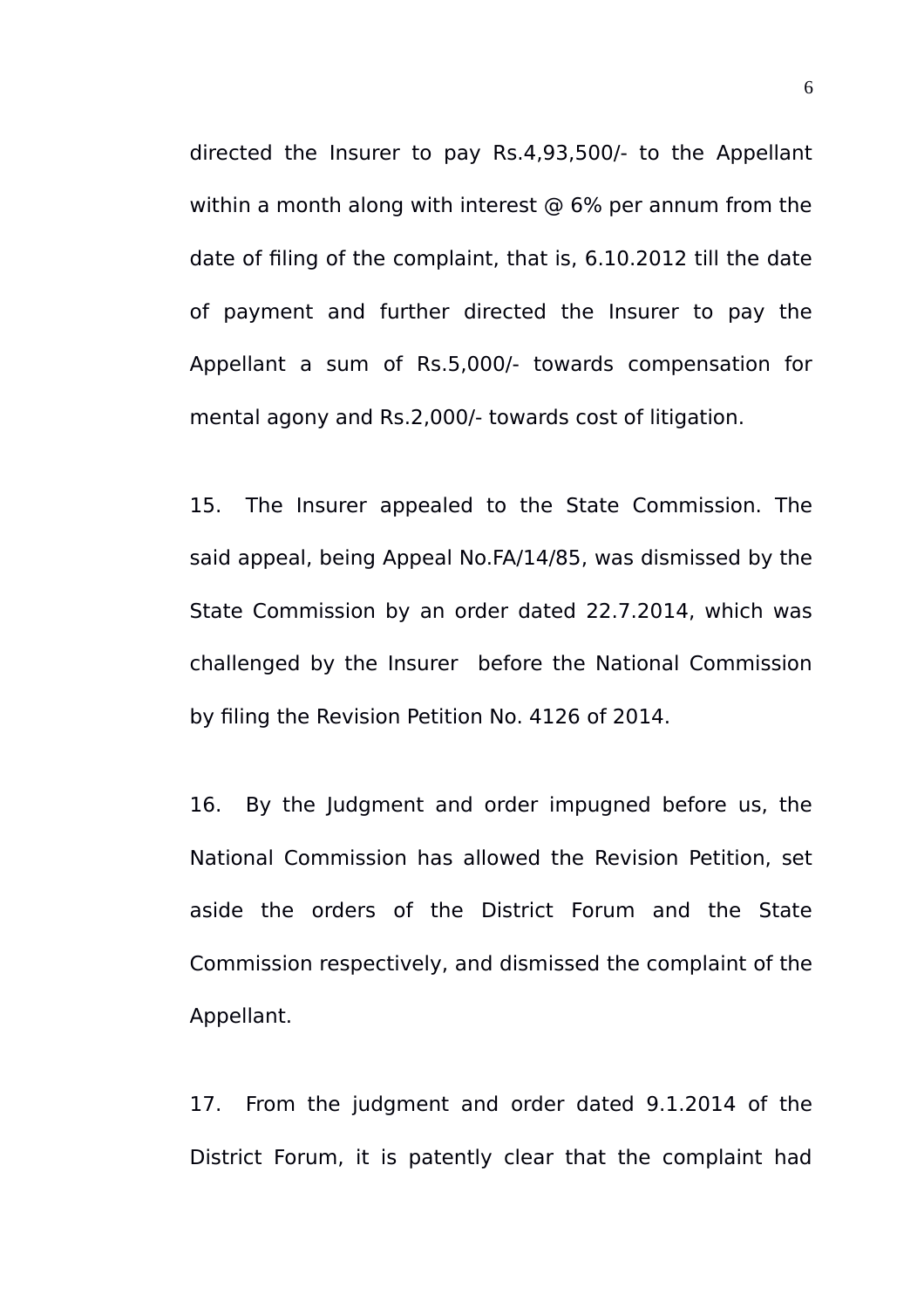directed the Insurer to pay Rs.4,93,500/- to the Appellant within a month along with interest @ 6% per annum from the date of filing of the complaint, that is, 6.10.2012 till the date of payment and further directed the Insurer to pay the Appellant a sum of Rs.5,000/- towards compensation for mental agony and Rs.2,000/- towards cost of litigation.

15. The Insurer appealed to the State Commission. The said appeal, being Appeal No.FA/14/85, was dismissed by the State Commission by an order dated 22.7.2014, which was challenged by the Insurer before the National Commission by filing the Revision Petition No. 4126 of 2014.

16. By the Judgment and order impugned before us, the National Commission has allowed the Revision Petition, set aside the orders of the District Forum and the State Commission respectively, and dismissed the complaint of the Appellant.

17. From the judgment and order dated 9.1.2014 of the District Forum, it is patently clear that the complaint had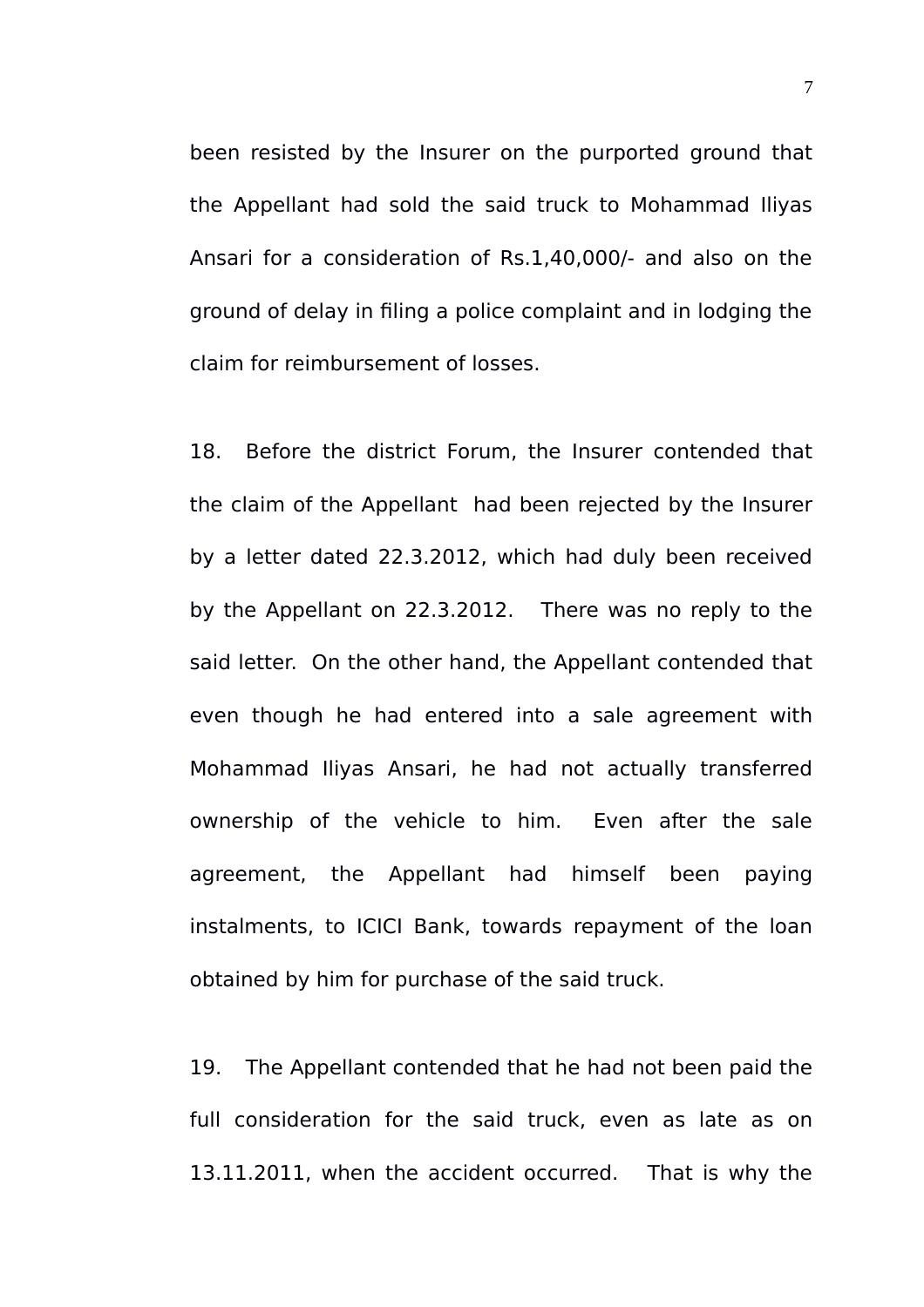been resisted by the Insurer on the purported ground that the Appellant had sold the said truck to Mohammad Iliyas Ansari for a consideration of Rs.1,40,000/- and also on the ground of delay in filing a police complaint and in lodging the claim for reimbursement of losses.

18. Before the district Forum, the Insurer contended that the claim of the Appellant had been rejected by the Insurer by a letter dated 22.3.2012, which had duly been received by the Appellant on 22.3.2012. There was no reply to the said letter. On the other hand, the Appellant contended that even though he had entered into a sale agreement with Mohammad Iliyas Ansari, he had not actually transferred ownership of the vehicle to him. Even after the sale agreement, the Appellant had himself been paying instalments, to ICICI Bank, towards repayment of the loan obtained by him for purchase of the said truck.

19. The Appellant contended that he had not been paid the full consideration for the said truck, even as late as on 13.11.2011, when the accident occurred. That is why the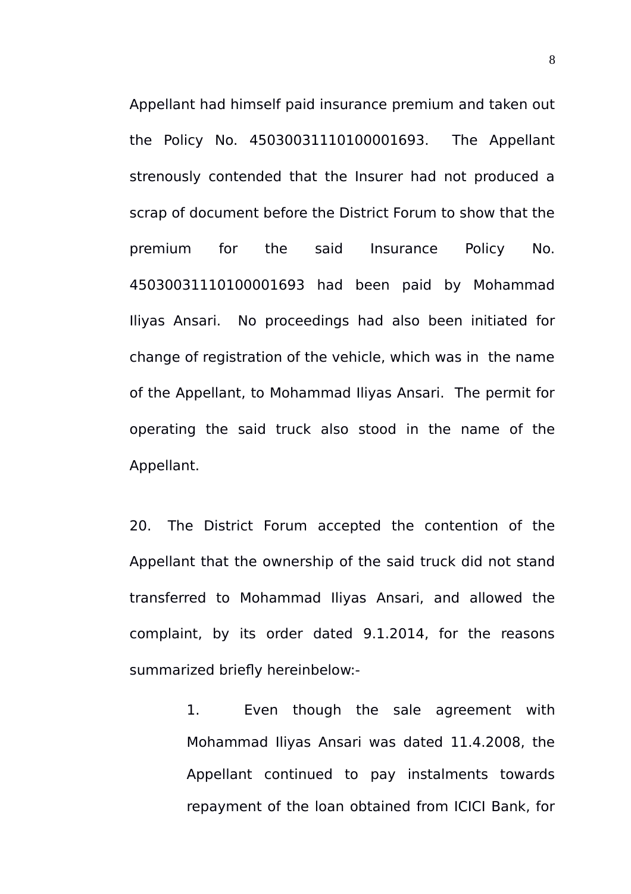Appellant had himself paid insurance premium and taken out the Policy No. 45030031110100001693. The Appellant strenously contended that the Insurer had not produced a scrap of document before the District Forum to show that the premium for the said Insurance Policy No. 45030031110100001693 had been paid by Mohammad Iliyas Ansari. No proceedings had also been initiated for change of registration of the vehicle, which was in the name of the Appellant, to Mohammad Iliyas Ansari. The permit for operating the said truck also stood in the name of the Appellant.

20. The District Forum accepted the contention of the Appellant that the ownership of the said truck did not stand transferred to Mohammad Iliyas Ansari, and allowed the complaint, by its order dated 9.1.2014, for the reasons summarized briefly hereinbelow:-

> 1. Even though the sale agreement with Mohammad Iliyas Ansari was dated 11.4.2008, the Appellant continued to pay instalments towards repayment of the loan obtained from ICICI Bank, for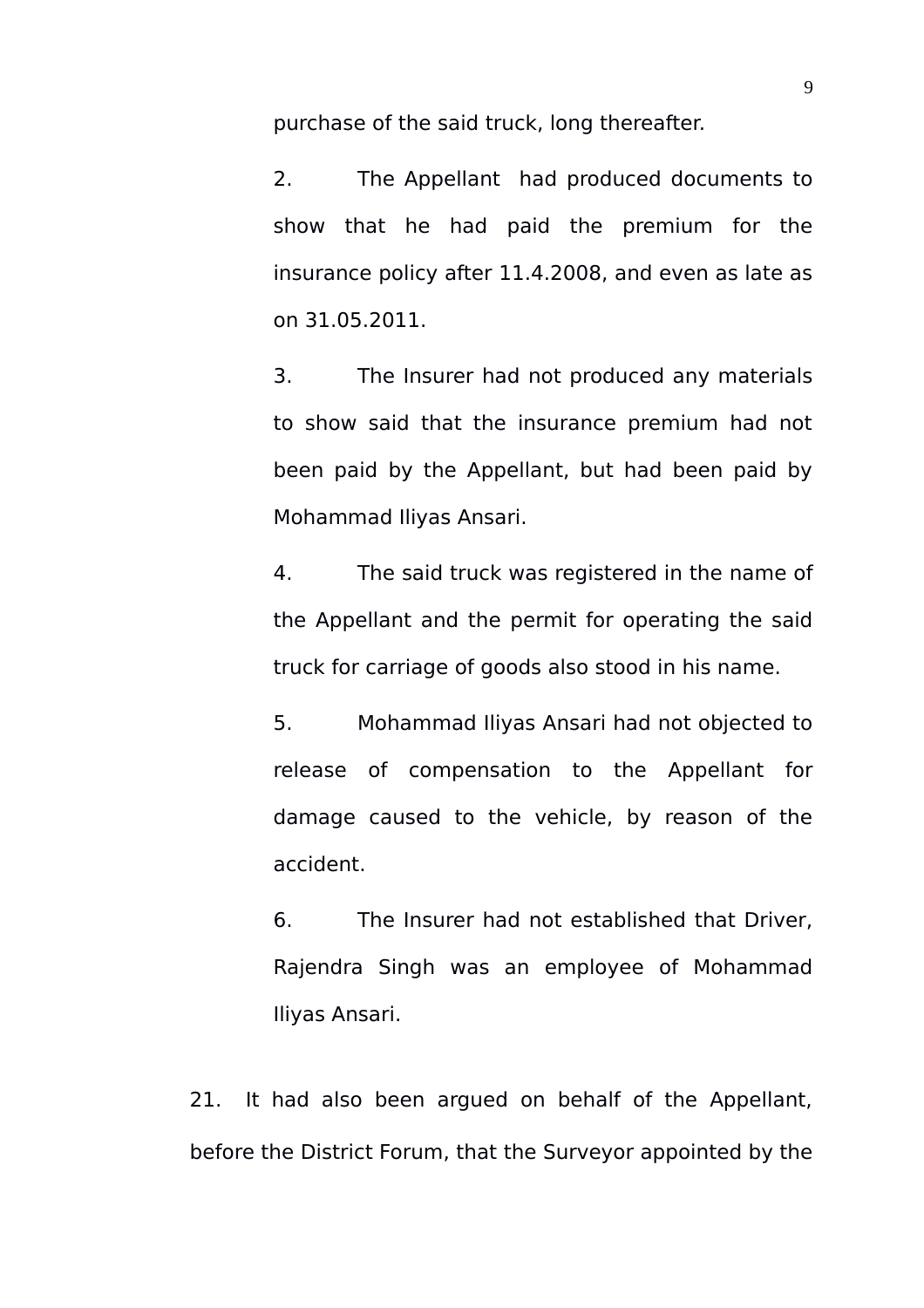purchase of the said truck, long thereafter.

2. The Appellant had produced documents to show that he had paid the premium for the insurance policy after 11.4.2008, and even as late as on 31.05.2011.

3. The Insurer had not produced any materials to show said that the insurance premium had not been paid by the Appellant, but had been paid by Mohammad Iliyas Ansari.

4. The said truck was registered in the name of the Appellant and the permit for operating the said truck for carriage of goods also stood in his name.

5. Mohammad Iliyas Ansari had not objected to release of compensation to the Appellant for damage caused to the vehicle, by reason of the accident.

6. The Insurer had not established that Driver, Rajendra Singh was an employee of Mohammad Iliyas Ansari.

21. It had also been argued on behalf of the Appellant, before the District Forum, that the Surveyor appointed by the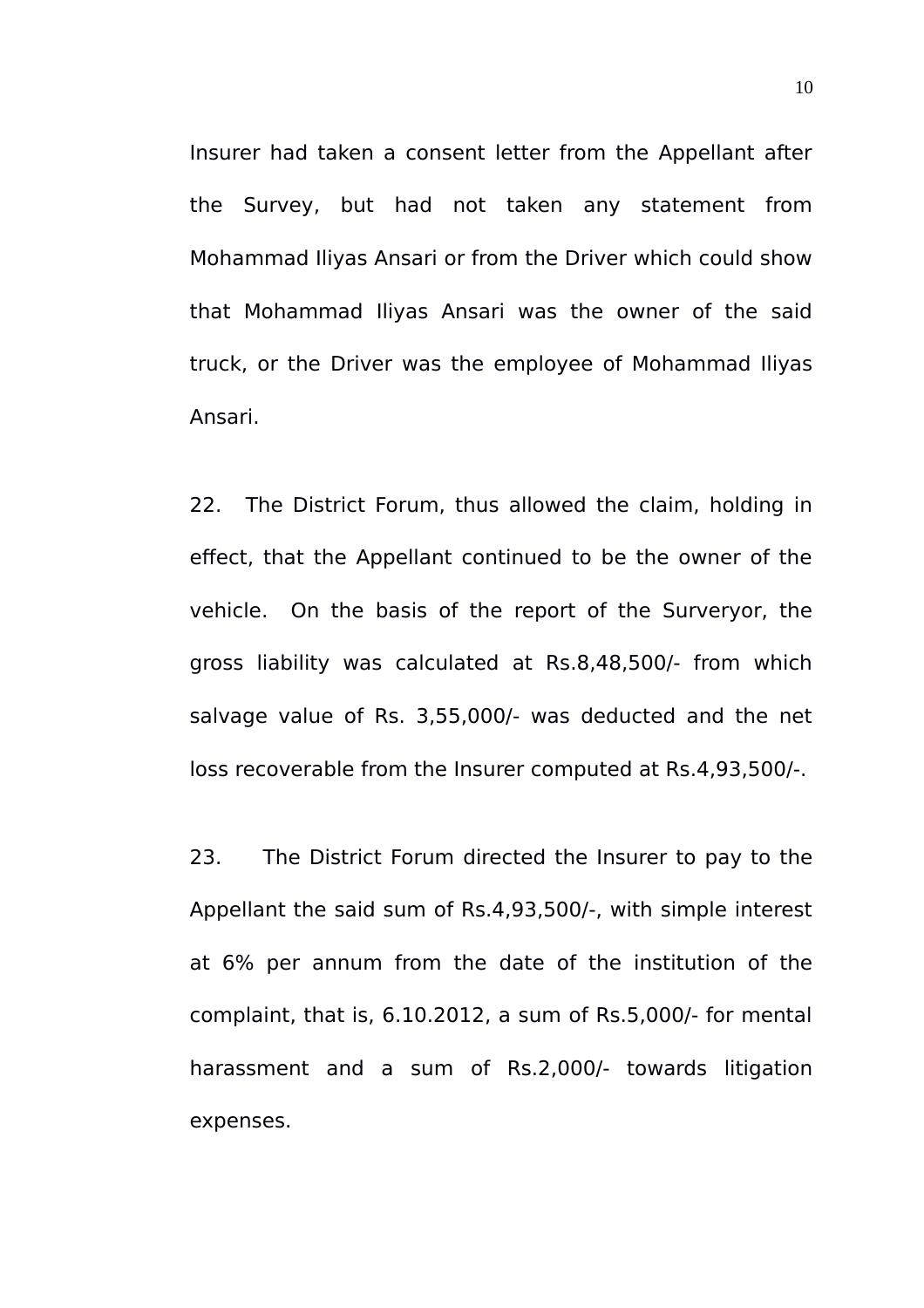Insurer had taken a consent letter from the Appellant after the Survey, but had not taken any statement from Mohammad Iliyas Ansari or from the Driver which could show that Mohammad Iliyas Ansari was the owner of the said truck, or the Driver was the employee of Mohammad Iliyas Ansari.

22. The District Forum, thus allowed the claim, holding in effect, that the Appellant continued to be the owner of the vehicle. On the basis of the report of the Surveryor, the gross liability was calculated at Rs.8,48,500/- from which salvage value of Rs. 3,55,000/- was deducted and the net loss recoverable from the Insurer computed at Rs.4,93,500/-.

23. The District Forum directed the Insurer to pay to the Appellant the said sum of Rs.4,93,500/-, with simple interest at 6% per annum from the date of the institution of the complaint, that is, 6.10.2012, a sum of Rs.5,000/- for mental harassment and a sum of Rs.2,000/- towards litigation expenses.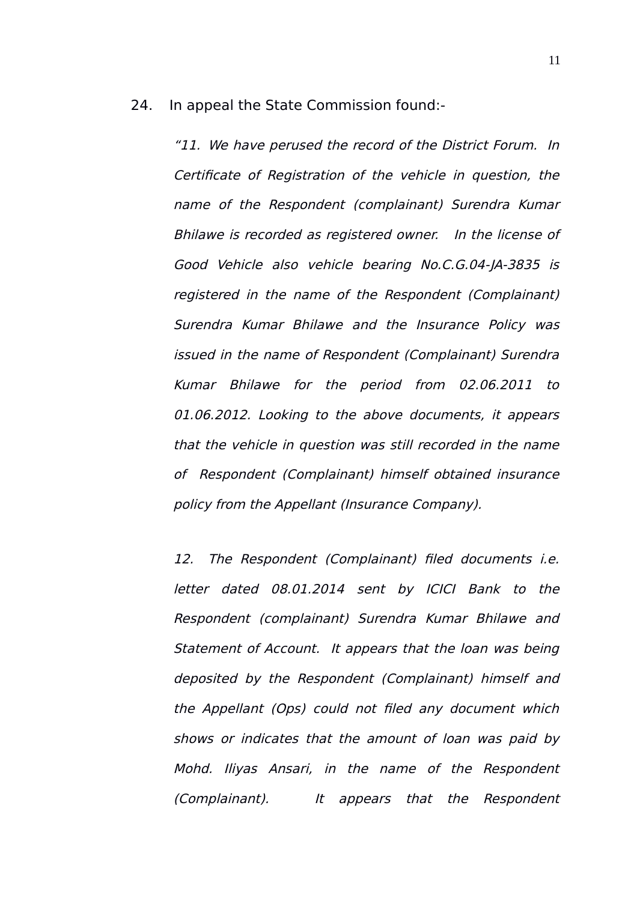24. In appeal the State Commission found:-

> *"11. We have perused the record of the District Forum. In Certificate of Registration of the vehicle in question, the name of the Respondent (complainant) Surendra Kumar Bhilawe is recorded as registered owner. In the license of Good Vehicle also vehicle bearing No.C.G.04-JA-3835 is registered in the name of the Respondent (Complainant) Surendra Kumar Bhilawe and the Insurance Policy was issued in the name of Respondent (Complainant) Surendra Kumar Bhilawe for the period from 02.06.2011 to 01.06.2012. Looking to the above documents, it appears that the vehicle in question was still recorded in the name of Respondent (Complainant) himself obtained insurance policy from the Appellant (Insurance Company).*
>
> *12. The Respondent (Complainant) filed documents i.e. letter dated 08.01.2014 sent by ICICI Bank to the Respondent (complainant) Surendra Kumar Bhilawe and Statement of Account. It appears that the loan was being deposited by the Respondent (Complainant) himself and the Appellant (Ops) could not filed any document which shows or indicates that the amount of loan was paid by Mohd. Iliyas Ansari, in the name of the Respondent (Complainant). It appears that the Respondent*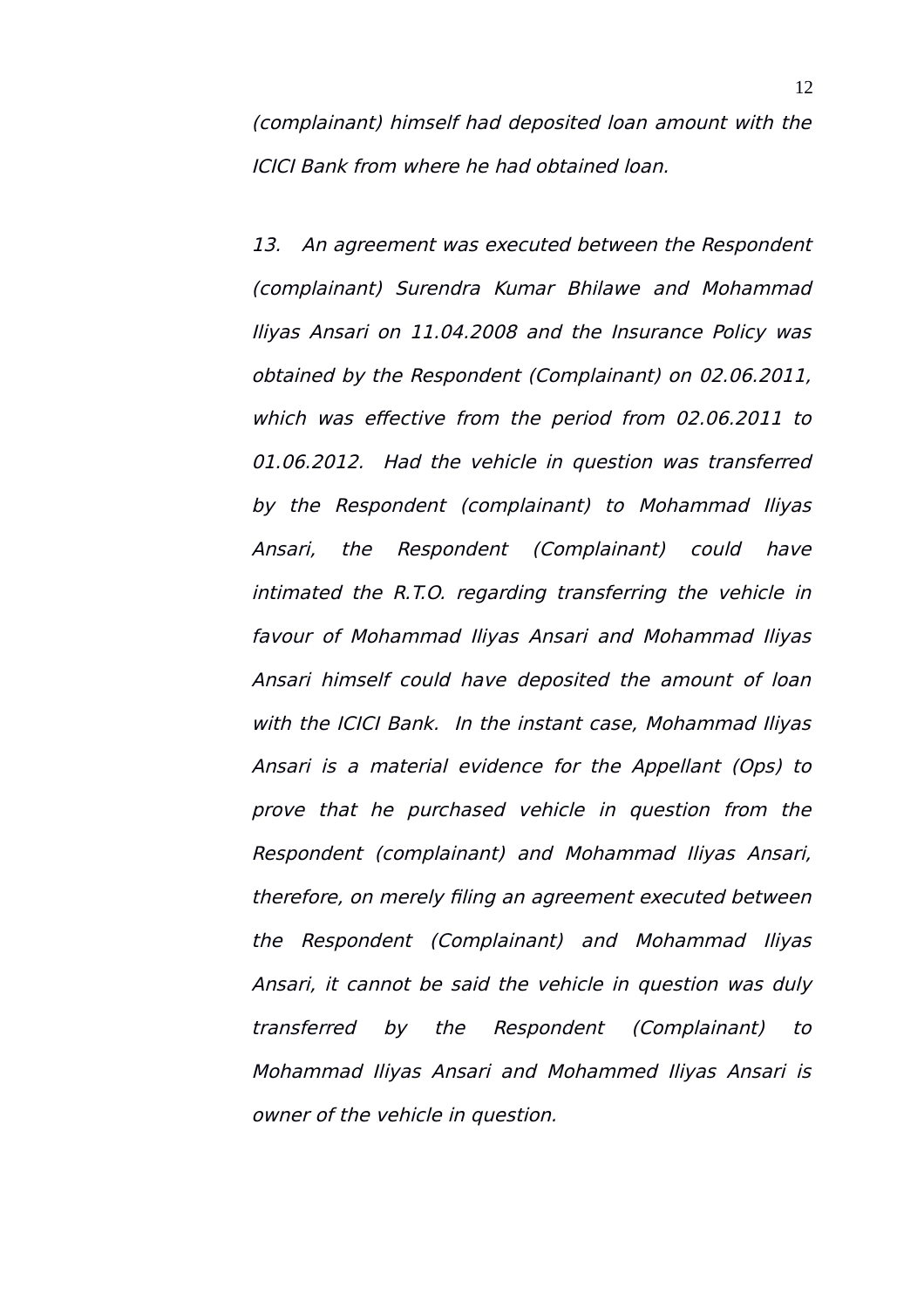*(complainant) himself had deposited loan amount with the ICICI Bank from where he had obtained loan.*

*13. An agreement was executed between the Respondent (complainant) Surendra Kumar Bhilawe and Mohammad Iliyas Ansari on 11.04.2008 and the Insurance Policy was obtained by the Respondent (Complainant) on 02.06.2011, which was effective from the period from 02.06.2011 to 01.06.2012. Had the vehicle in question was transferred by the Respondent (complainant) to Mohammad Iliyas Ansari, the Respondent (Complainant) could have intimated the R.T.O. regarding transferring the vehicle in favour of Mohammad Iliyas Ansari and Mohammad Iliyas Ansari himself could have deposited the amount of loan with the ICICI Bank. In the instant case, Mohammad Iliyas Ansari is a material evidence for the Appellant (Ops) to prove that he purchased vehicle in question from the Respondent (complainant) and Mohammad Iliyas Ansari, therefore, on merely filing an agreement executed between the Respondent (Complainant) and Mohammad Iliyas Ansari, it cannot be said the vehicle in question was duly transferred by the Respondent (Complainant) to Mohammad Iliyas Ansari and Mohammed Iliyas Ansari is owner of the vehicle in question.*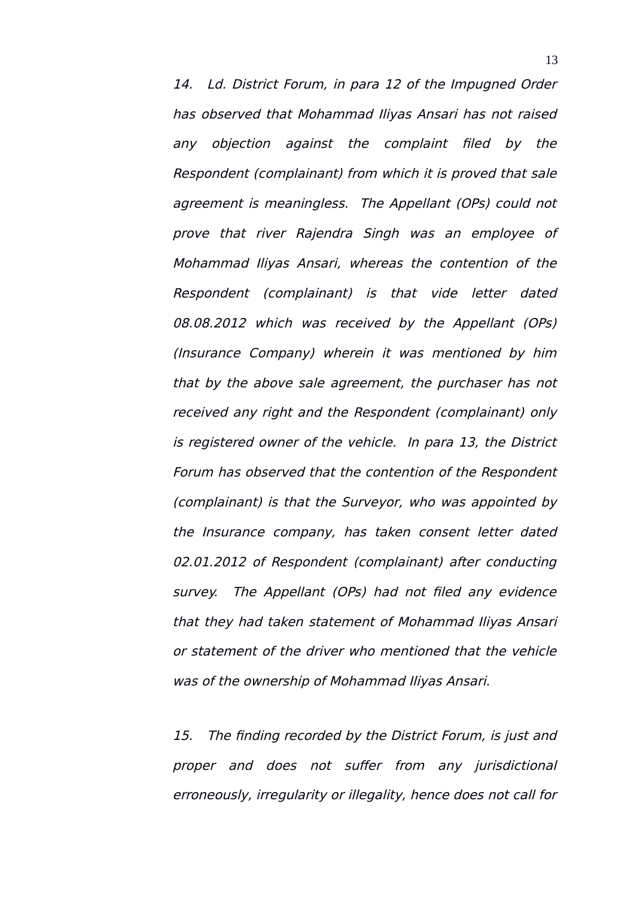*14. Ld. District Forum, in para 12 of the Impugned Order has observed that Mohammad Iliyas Ansari has not raised any objection against the complaint filed by the Respondent (complainant) from which it is proved that sale agreement is meaningless. The Appellant (OPs) could not prove that river Rajendra Singh was an employee of Mohammad Iliyas Ansari, whereas the contention of the Respondent (complainant) is that vide letter dated 08.08.2012 which was received by the Appellant (OPs) (Insurance Company) wherein it was mentioned by him that by the above sale agreement, the purchaser has not received any right and the Respondent (complainant) only is registered owner of the vehicle. In para 13, the District Forum has observed that the contention of the Respondent (complainant) is that the Surveyor, who was appointed by the Insurance company, has taken consent letter dated 02.01.2012 of Respondent (complainant) after conducting survey. The Appellant (OPs) had not filed any evidence that they had taken statement of Mohammad Iliyas Ansari or statement of the driver who mentioned that the vehicle was of the ownership of Mohammad Iliyas Ansari.*

*15. The finding recorded by the District Forum, is just and proper and does not suffer from any jurisdictional erroneously, irregularity or illegality, hence does not call for*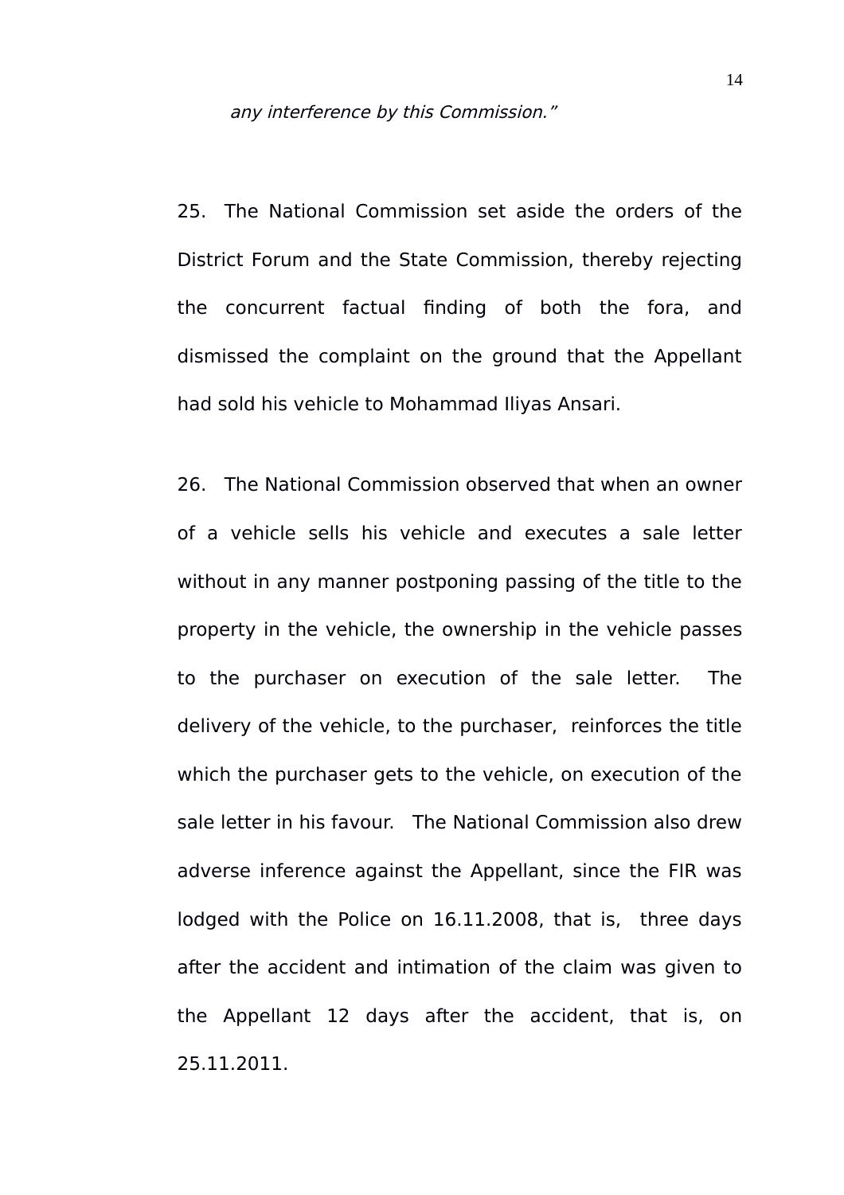*any interference by this Commission."*

25. The National Commission set aside the orders of the District Forum and the State Commission, thereby rejecting the concurrent factual finding of both the fora, and dismissed the complaint on the ground that the Appellant had sold his vehicle to Mohammad Iliyas Ansari.

26. The National Commission observed that when an owner of a vehicle sells his vehicle and executes a sale letter without in any manner postponing passing of the title to the property in the vehicle, the ownership in the vehicle passes to the purchaser on execution of the sale letter. The delivery of the vehicle, to the purchaser, reinforces the title which the purchaser gets to the vehicle, on execution of the sale letter in his favour. The National Commission also drew adverse inference against the Appellant, since the FIR was lodged with the Police on 16.11.2008, that is, three days after the accident and intimation of the claim was given to the Appellant 12 days after the accident, that is, on 25.11.2011.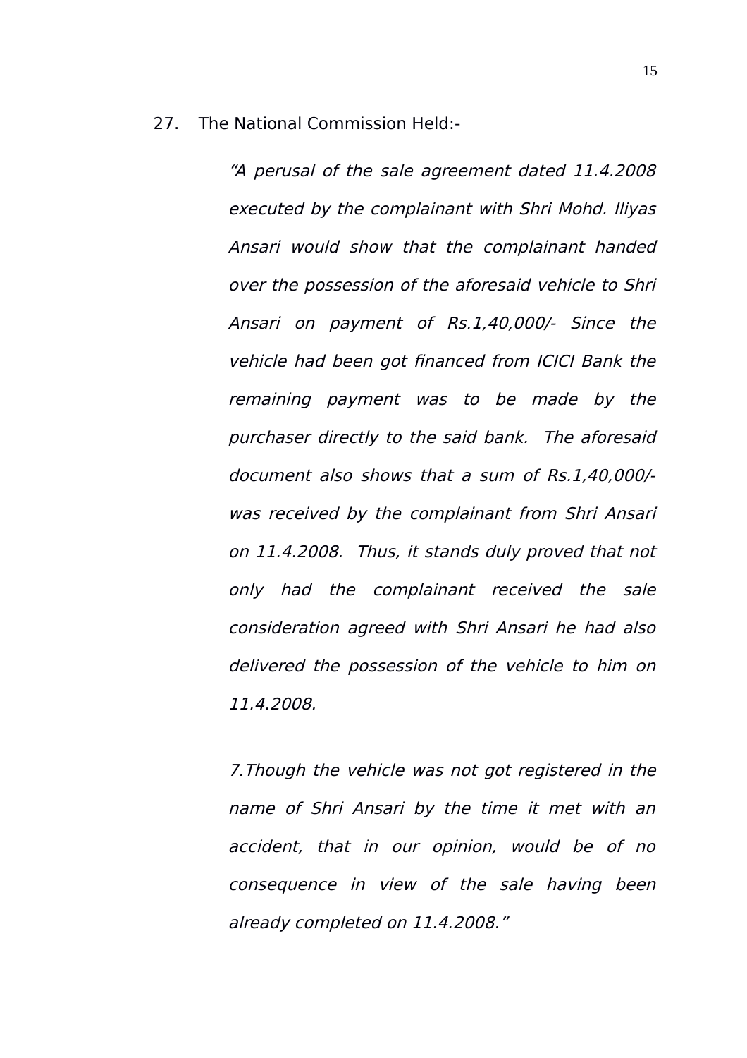27. The National Commission Held:-

> *"A perusal of the sale agreement dated 11.4.2008 executed by the complainant with Shri Mohd. Iliyas Ansari would show that the complainant handed over the possession of the aforesaid vehicle to Shri Ansari on payment of Rs.1,40,000/- Since the vehicle had been got financed from ICICI Bank the remaining payment was to be made by the purchaser directly to the said bank. The aforesaid document also shows that a sum of Rs.1,40,000/- was received by the complainant from Shri Ansari on 11.4.2008. Thus, it stands duly proved that not only had the complainant received the sale consideration agreed with Shri Ansari he had also delivered the possession of the vehicle to him on 11.4.2008.*
>
> *7.Though the vehicle was not got registered in the name of Shri Ansari by the time it met with an accident, that in our opinion, would be of no consequence in view of the sale having been already completed on 11.4.2008."*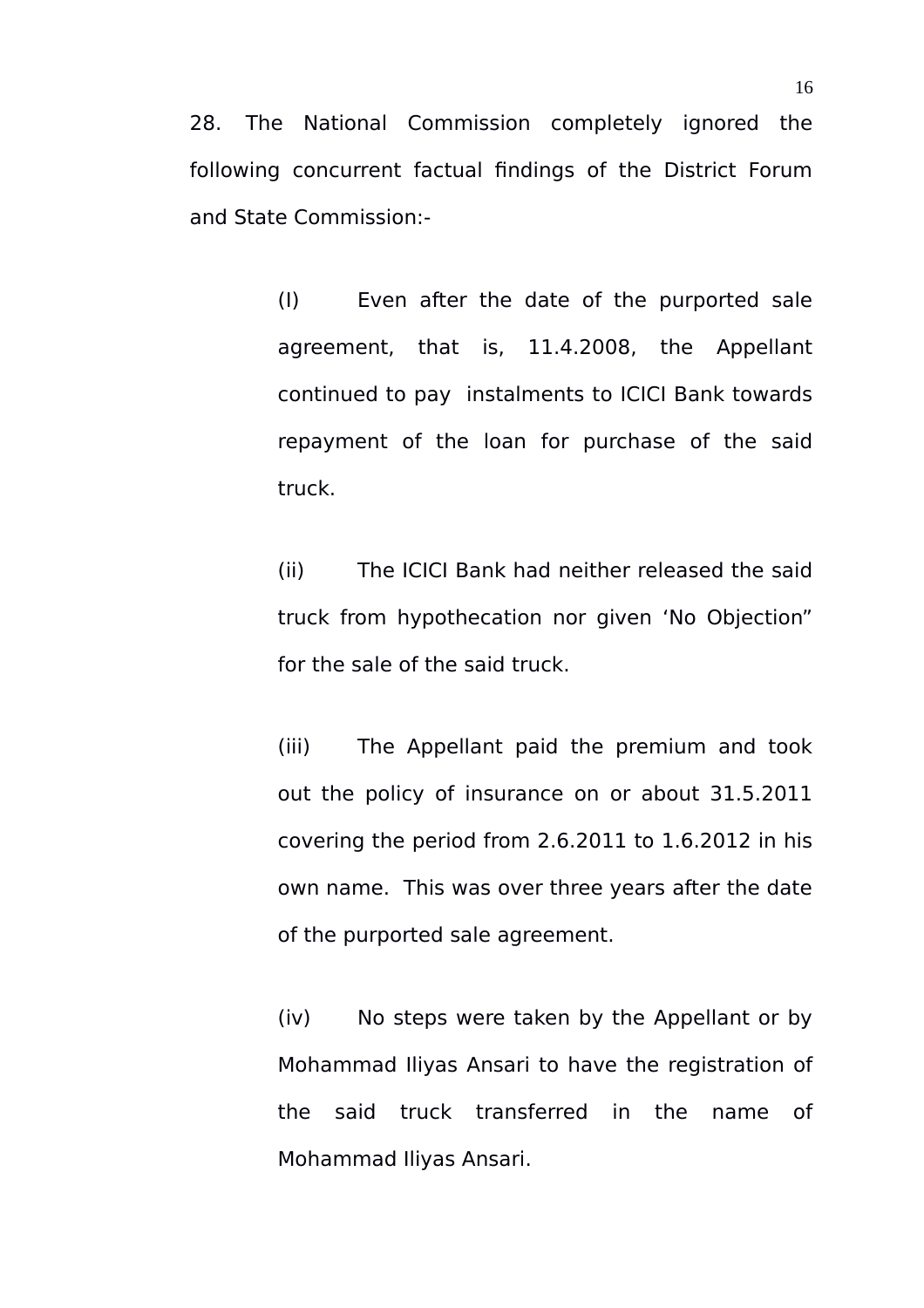28. The National Commission completely ignored the following concurrent factual findings of the District Forum and State Commission:-

(I) Even after the date of the purported sale agreement, that is, 11.4.2008, the Appellant continued to pay instalments to ICICI Bank towards repayment of the loan for purchase of the said truck.

(ii) The ICICI Bank had neither released the said truck from hypothecation nor given 'No Objection" for the sale of the said truck.

(iii) The Appellant paid the premium and took out the policy of insurance on or about 31.5.2011 covering the period from 2.6.2011 to 1.6.2012 in his own name. This was over three years after the date of the purported sale agreement.

(iv) No steps were taken by the Appellant or by Mohammad Iliyas Ansari to have the registration of the said truck transferred in the name of Mohammad Iliyas Ansari.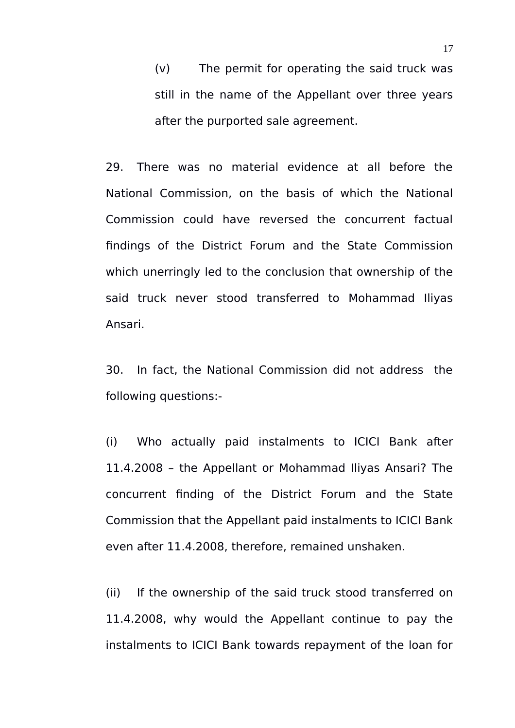(v) The permit for operating the said truck was still in the name of the Appellant over three years after the purported sale agreement.

29. There was no material evidence at all before the National Commission, on the basis of which the National Commission could have reversed the concurrent factual findings of the District Forum and the State Commission which unerringly led to the conclusion that ownership of the said truck never stood transferred to Mohammad Iliyas Ansari.

30. In fact, the National Commission did not address the following questions:-

(i) Who actually paid instalments to ICICI Bank after 11.4.2008 – the Appellant or Mohammad Iliyas Ansari? The concurrent finding of the District Forum and the State Commission that the Appellant paid instalments to ICICI Bank even after 11.4.2008, therefore, remained unshaken.

(ii) If the ownership of the said truck stood transferred on 11.4.2008, why would the Appellant continue to pay the instalments to ICICI Bank towards repayment of the loan for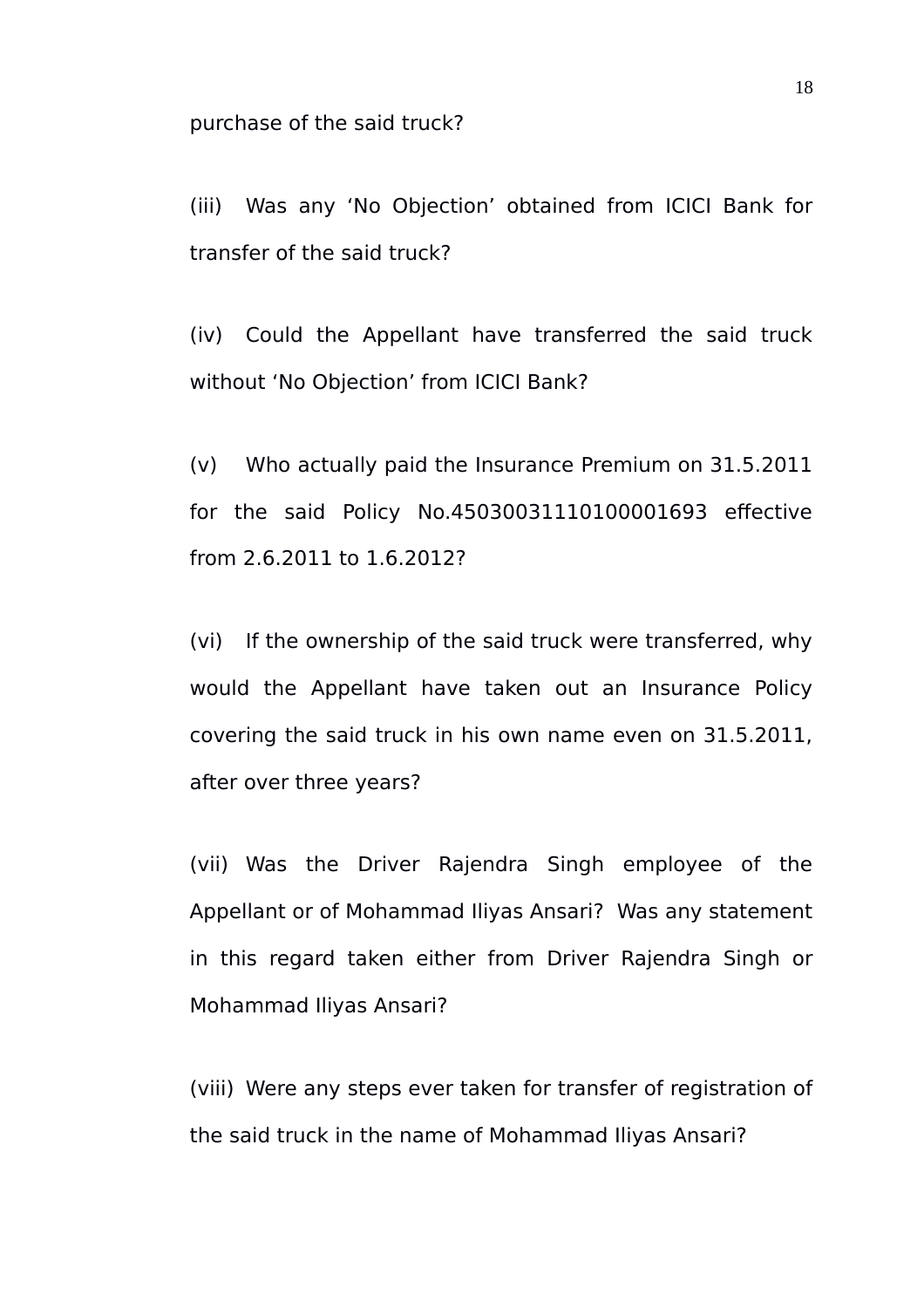purchase of the said truck?

(iii) Was any ‘No Objection’ obtained from ICICI Bank for transfer of the said truck?

(iv) Could the Appellant have transferred the said truck without ‘No Objection’ from ICICI Bank?

(v) Who actually paid the Insurance Premium on 31.5.2011 for the said Policy No.45030031110100001693 effective from 2.6.2011 to 1.6.2012?

(vi) If the ownership of the said truck were transferred, why would the Appellant have taken out an Insurance Policy covering the said truck in his own name even on 31.5.2011, after over three years?

(vii) Was the Driver Rajendra Singh employee of the Appellant or of Mohammad Iliyas Ansari? Was any statement in this regard taken either from Driver Rajendra Singh or Mohammad Iliyas Ansari?

(viii) Were any steps ever taken for transfer of registration of the said truck in the name of Mohammad Iliyas Ansari?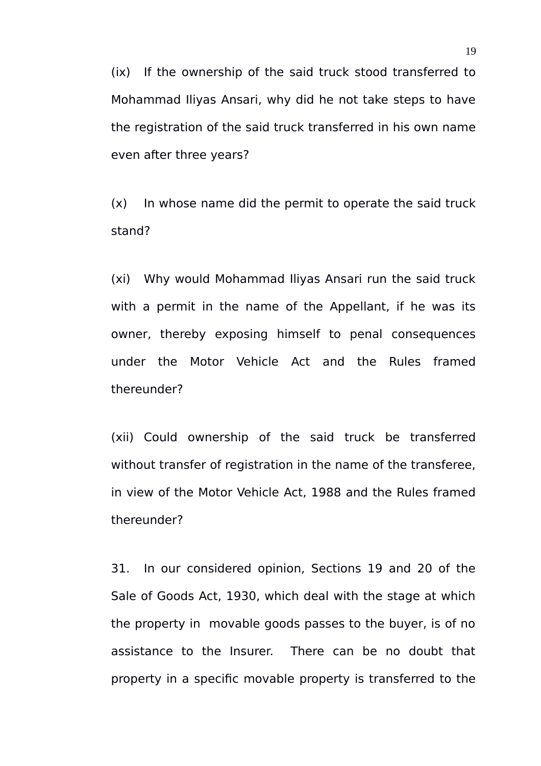(ix) If the ownership of the said truck stood transferred to Mohammad Iliyas Ansari, why did he not take steps to have the registration of the said truck transferred in his own name even after three years?

(x) In whose name did the permit to operate the said truck stand?

(xi) Why would Mohammad Iliyas Ansari run the said truck with a permit in the name of the Appellant, if he was its owner, thereby exposing himself to penal consequences under the Motor Vehicle Act and the Rules framed thereunder?

(xii) Could ownership of the said truck be transferred without transfer of registration in the name of the transferee, in view of the Motor Vehicle Act, 1988 and the Rules framed thereunder?

31. In our considered opinion, Sections 19 and 20 of the Sale of Goods Act, 1930, which deal with the stage at which the property in movable goods passes to the buyer, is of no assistance to the Insurer. There can be no doubt that property in a specific movable property is transferred to the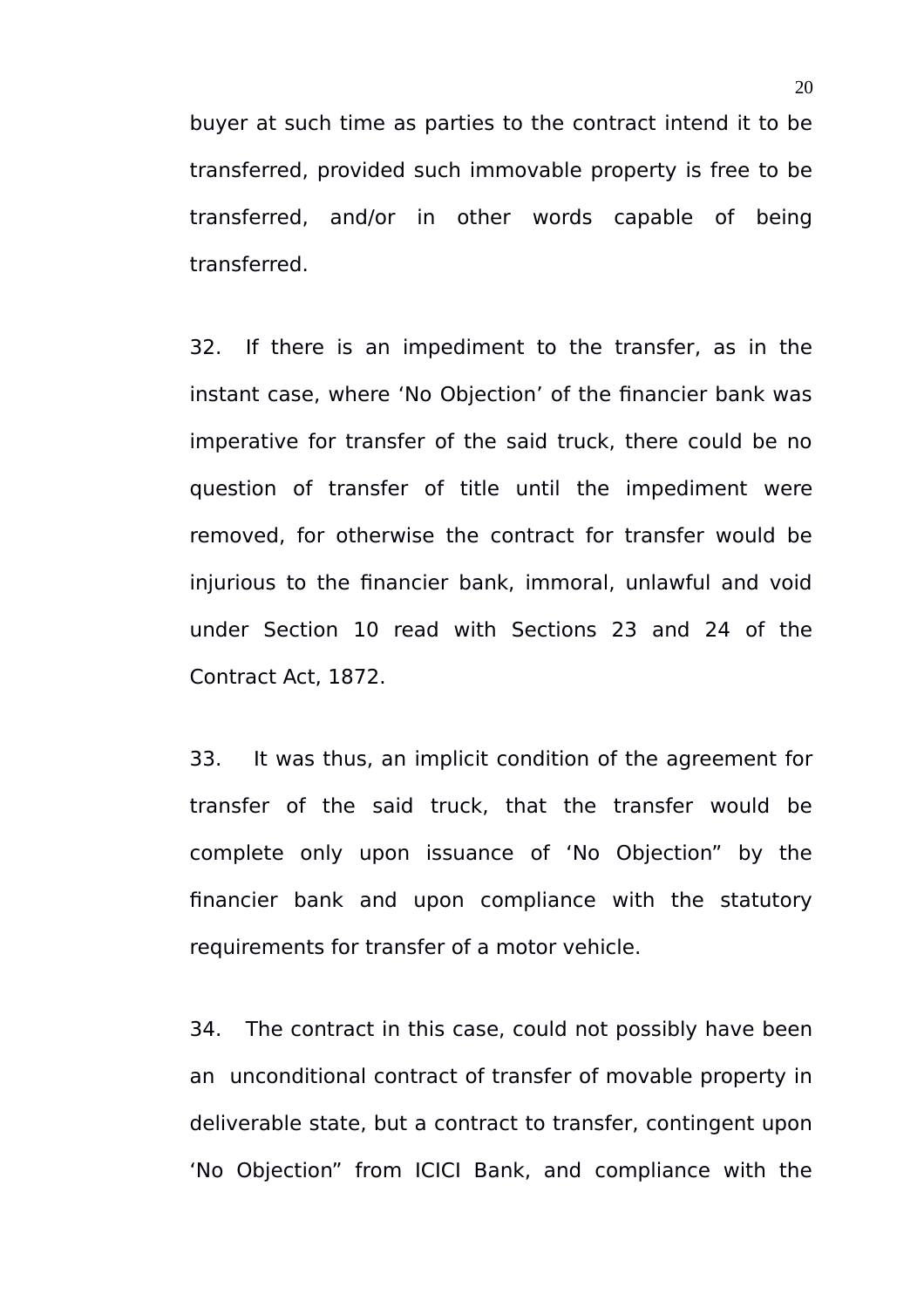buyer at such time as parties to the contract intend it to be transferred, provided such immovable property is free to be transferred, and/or in other words capable of being transferred.

32. If there is an impediment to the transfer, as in the instant case, where 'No Objection' of the financier bank was imperative for transfer of the said truck, there could be no question of transfer of title until the impediment were removed, for otherwise the contract for transfer would be injurious to the financier bank, immoral, unlawful and void under Section 10 read with Sections 23 and 24 of the Contract Act, 1872.

33. It was thus, an implicit condition of the agreement for transfer of the said truck, that the transfer would be complete only upon issuance of 'No Objection" by the financier bank and upon compliance with the statutory requirements for transfer of a motor vehicle.

34. The contract in this case, could not possibly have been an unconditional contract of transfer of movable property in deliverable state, but a contract to transfer, contingent upon 'No Objection" from ICICI Bank, and compliance with the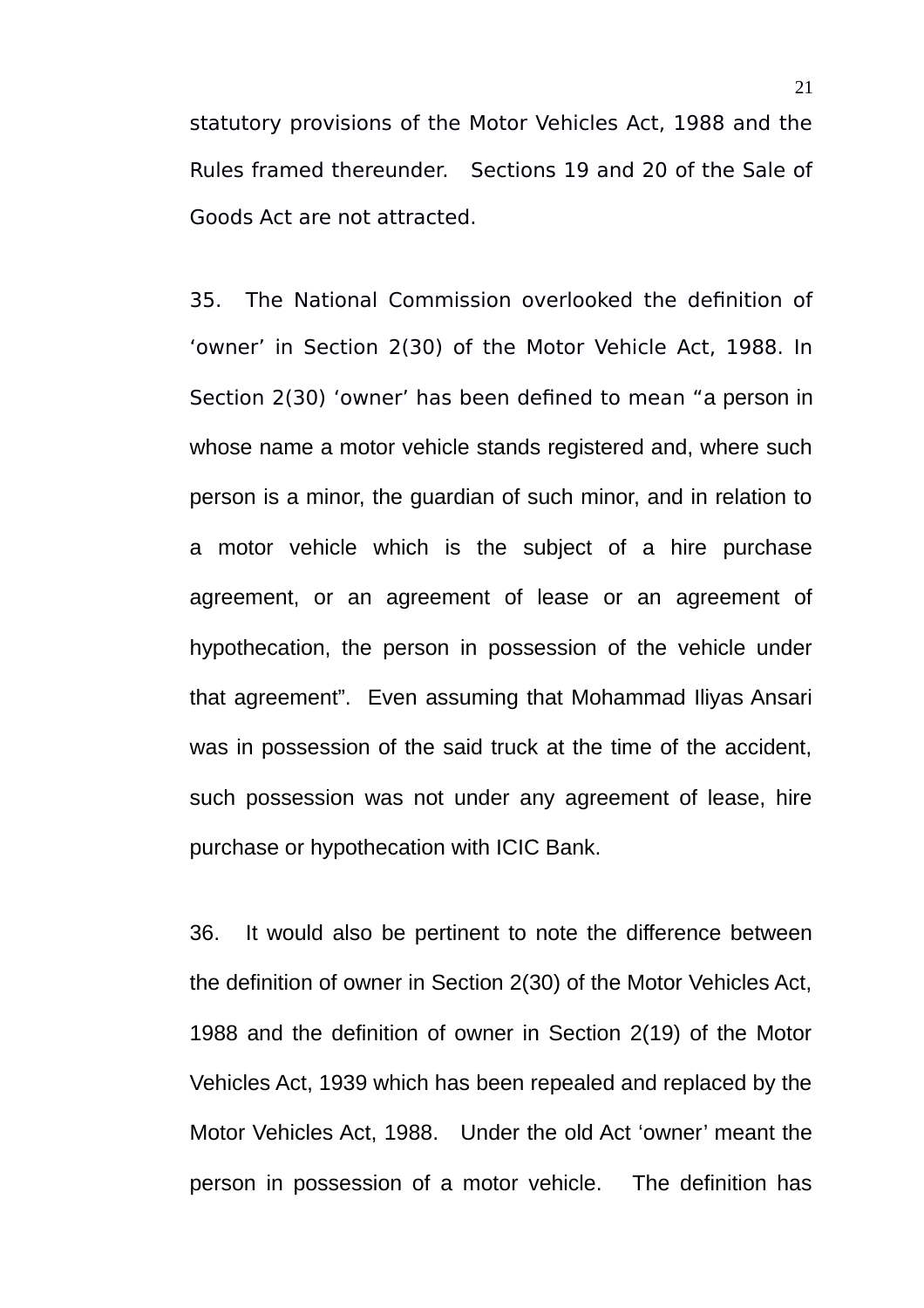statutory provisions of the Motor Vehicles Act, 1988 and the Rules framed thereunder. Sections 19 and 20 of the Sale of Goods Act are not attracted.

35. The National Commission overlooked the definition of 'owner' in Section 2(30) of the Motor Vehicle Act, 1988. In Section 2(30) 'owner' has been defined to mean "a person in whose name a motor vehicle stands registered and, where such person is a minor, the guardian of such minor, and in relation to a motor vehicle which is the subject of a hire purchase agreement, or an agreement of lease or an agreement of hypothecation, the person in possession of the vehicle under that agreement". Even assuming that Mohammad Iliyas Ansari was in possession of the said truck at the time of the accident, such possession was not under any agreement of lease, hire purchase or hypothecation with ICIC Bank.

36. It would also be pertinent to note the difference between the definition of owner in Section 2(30) of the Motor Vehicles Act, 1988 and the definition of owner in Section 2(19) of the Motor Vehicles Act, 1939 which has been repealed and replaced by the Motor Vehicles Act, 1988. Under the old Act 'owner' meant the person in possession of a motor vehicle. The definition has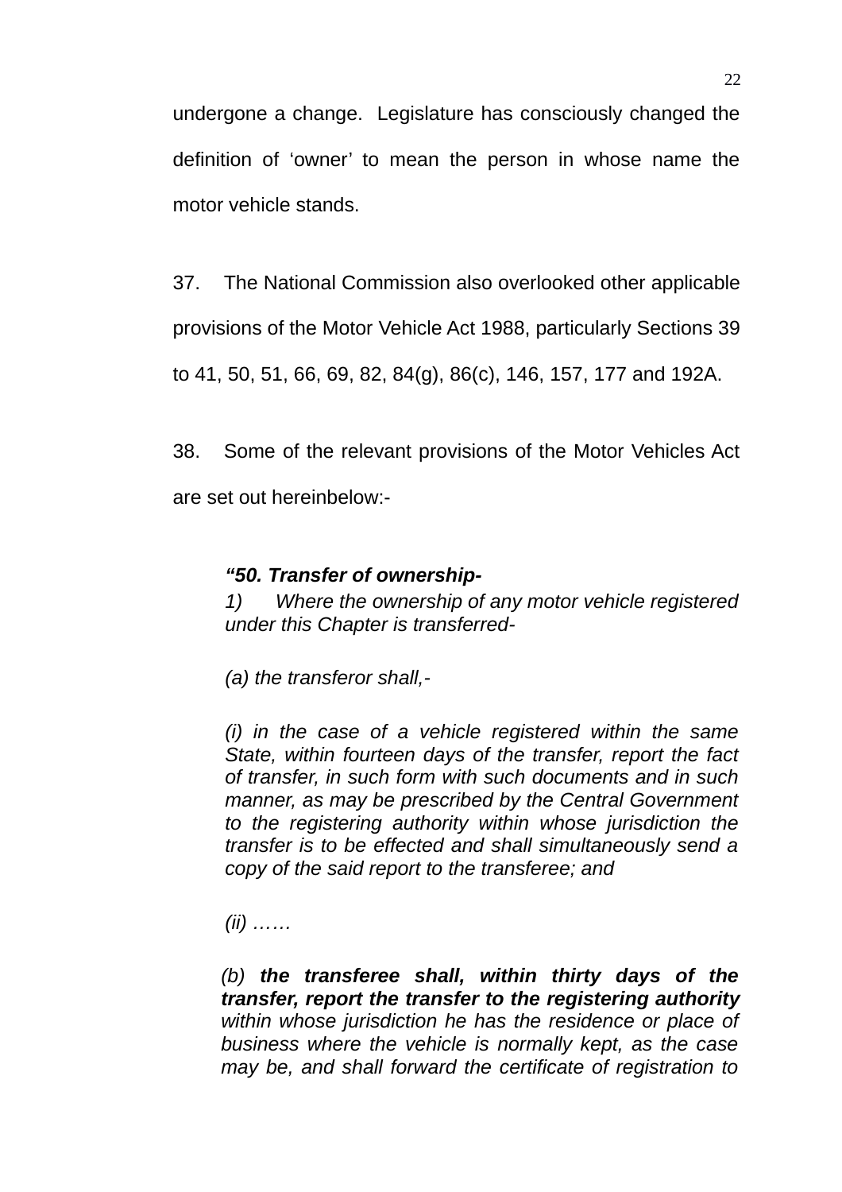undergone a change. Legislature has consciously changed the definition of 'owner' to mean the person in whose name the motor vehicle stands.

37. The National Commission also overlooked other applicable provisions of the Motor Vehicle Act 1988, particularly Sections 39 to 41, 50, 51, 66, 69, 82, 84(g), 86(c), 146, 157, 177 and 192A.

38. Some of the relevant provisions of the Motor Vehicles Act are set out hereinbelow:-

> ***"50. Transfer of ownership-***
>
> *1) Where the ownership of any motor vehicle registered under this Chapter is transferred-*
>
> *(a) the transferor shall,-*
>
> *(i) in the case of a vehicle registered within the same State, within fourteen days of the transfer, report the fact of transfer, in such form with such documents and in such manner, as may be prescribed by the Central Government to the registering authority within whose jurisdiction the transfer is to be effected and shall simultaneously send a copy of the said report to the transferee; and*
>
> *(ii) ……*
>
> *(b)* ***the transferee shall, within thirty days of the transfer, report the transfer to the registering authority*** *within whose jurisdiction he has the residence or place of business where the vehicle is normally kept, as the case may be, and shall forward the certificate of registration to*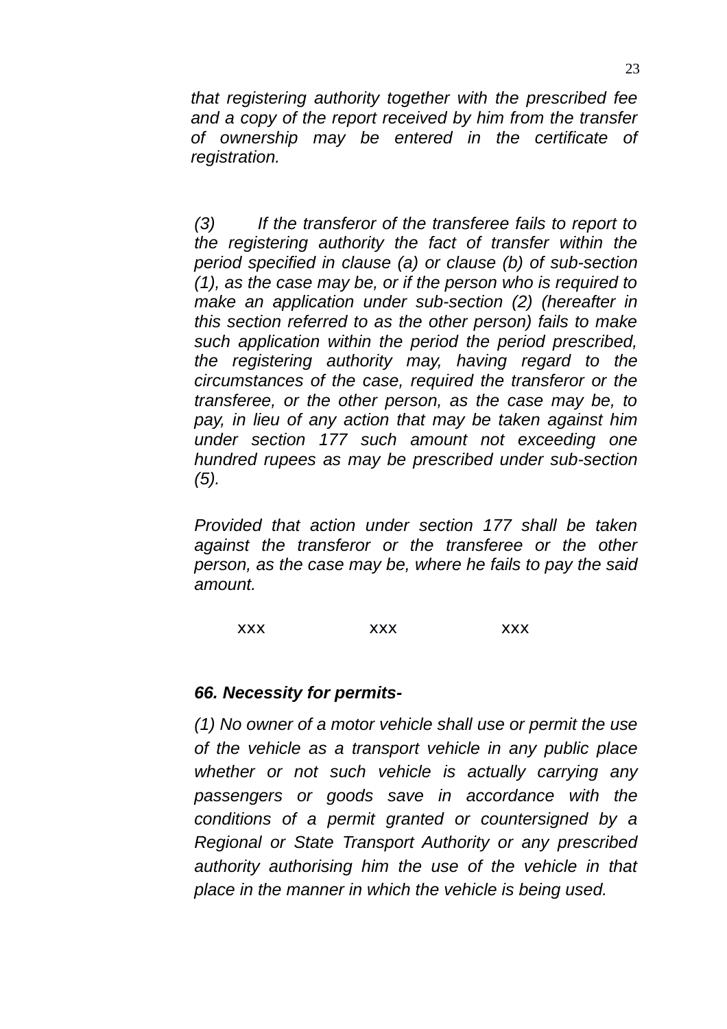*that registering authority together with the prescribed fee and a copy of the report received by him from the transfer of ownership may be entered in the certificate of registration.*

*(3) If the transferor of the transferee fails to report to the registering authority the fact of transfer within the period specified in clause (a) or clause (b) of sub-section (1), as the case may be, or if the person who is required to make an application under sub-section (2) (hereafter in this section referred to as the other person) fails to make such application within the period the period prescribed, the registering authority may, having regard to the circumstances of the case, required the transferor or the transferee, or the other person, as the case may be, to pay, in lieu of any action that may be taken against him under section 177 such amount not exceeding one hundred rupees as may be prescribed under sub-section (5).*

*Provided that action under section 177 shall be taken against the transferor or the transferee or the other person, as the case may be, where he fails to pay the said amount.*

xxx xxx xxx

***66. Necessity for permits-***

*(1) No owner of a motor vehicle shall use or permit the use of the vehicle as a transport vehicle in any public place whether or not such vehicle is actually carrying any passengers or goods save in accordance with the conditions of a permit granted or countersigned by a Regional or State Transport Authority or any prescribed authority authorising him the use of the vehicle in that place in the manner in which the vehicle is being used.*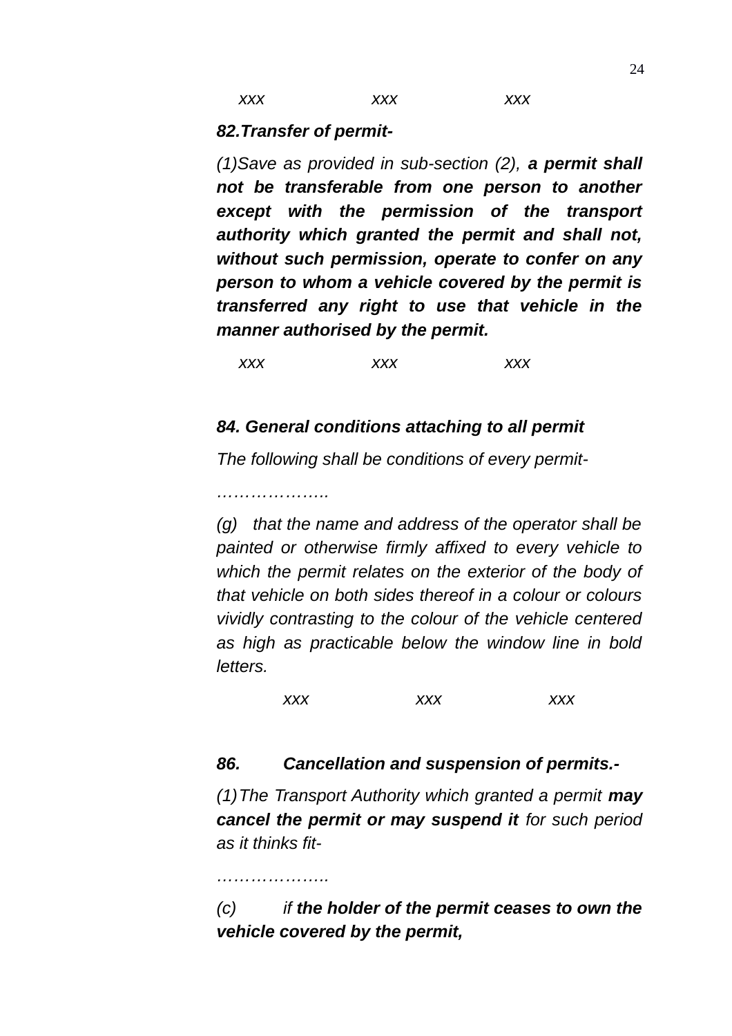*xxx xxx xxx*

***82.Transfer of permit-***

*(1)Save as provided in sub-section (2),* ***a permit shall not be transferable from one person to another except with the permission of the transport authority which granted the permit and shall not, without such permission, operate to confer on any person to whom a vehicle covered by the permit is transferred any right to use that vehicle in the manner authorised by the permit.***

*xxx xxx xxx*

***84. General conditions attaching to all permit***

*The following shall be conditions of every permit-*

*………………..*

*(g) that the name and address of the operator shall be painted or otherwise firmly affixed to every vehicle to which the permit relates on the exterior of the body of that vehicle on both sides thereof in a colour or colours vividly contrasting to the colour of the vehicle centered as high as practicable below the window line in bold letters.*

*xxx xxx xxx*

***86. Cancellation and suspension of permits.-***

*(1)The Transport Authority which granted a permit* ***may cancel the permit or may suspend it*** *for such period as it thinks fit-*

*………………..*

*(c) if* ***the holder of the permit ceases to own the vehicle covered by the permit,***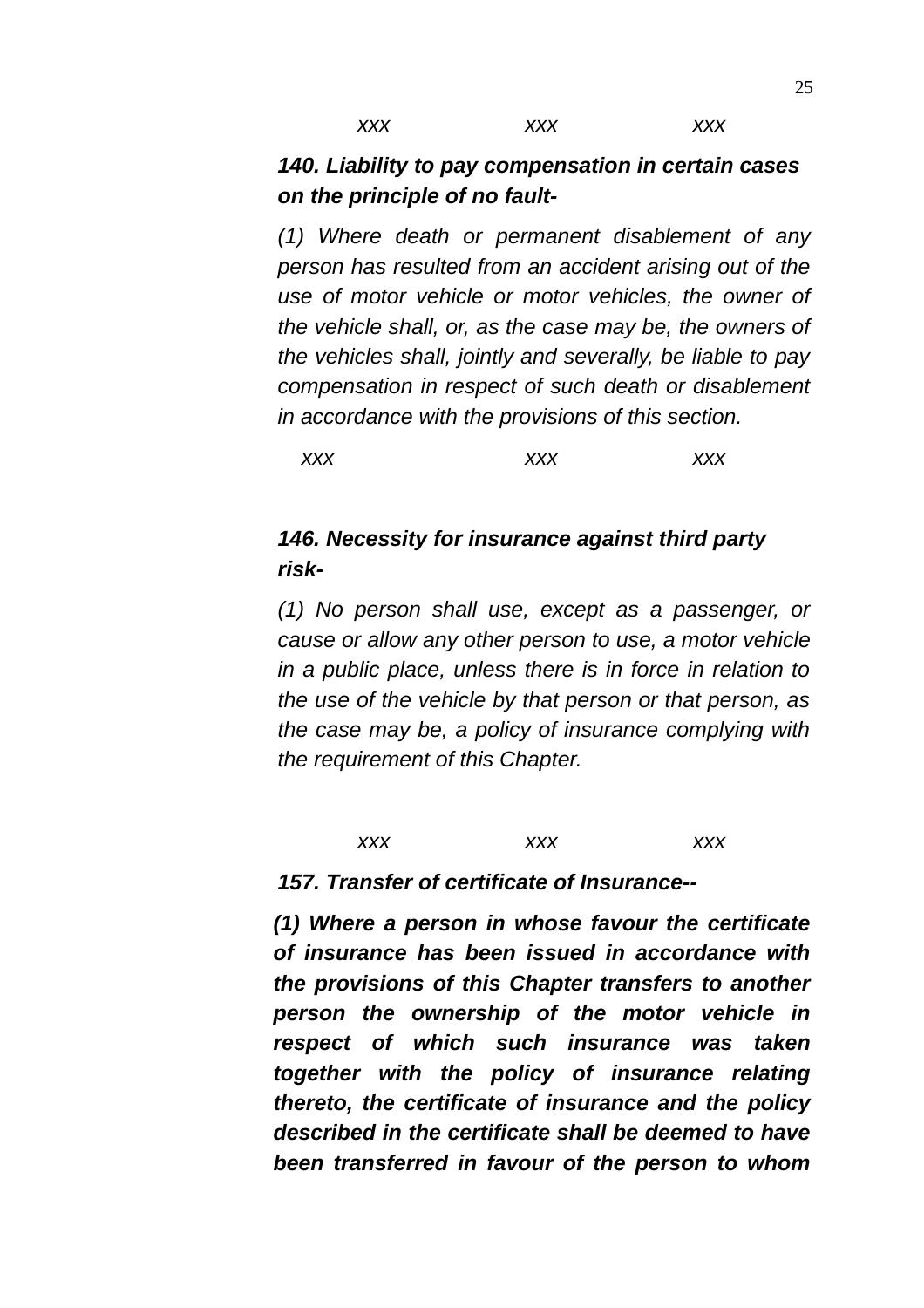*xxx xxx xxx*

***140. Liability to pay compensation in certain cases on the principle of no fault-***

*(1) Where death or permanent disablement of any person has resulted from an accident arising out of the use of motor vehicle or motor vehicles, the owner of the vehicle shall, or, as the case may be, the owners of the vehicles shall, jointly and severally, be liable to pay compensation in respect of such death or disablement in accordance with the provisions of this section.*

*xxx xxx xxx*

***146. Necessity for insurance against third party risk-***

*(1) No person shall use, except as a passenger, or cause or allow any other person to use, a motor vehicle in a public place, unless there is in force in relation to the use of the vehicle by that person or that person, as the case may be, a policy of insurance complying with the requirement of this Chapter.*

*xxx xxx xxx*

***157. Transfer of certificate of Insurance--***

***(1) Where a person in whose favour the certificate of insurance has been issued in accordance with the provisions of this Chapter transfers to another person the ownership of the motor vehicle in respect of which such insurance was taken together with the policy of insurance relating thereto, the certificate of insurance and the policy described in the certificate shall be deemed to have been transferred in favour of the person to whom***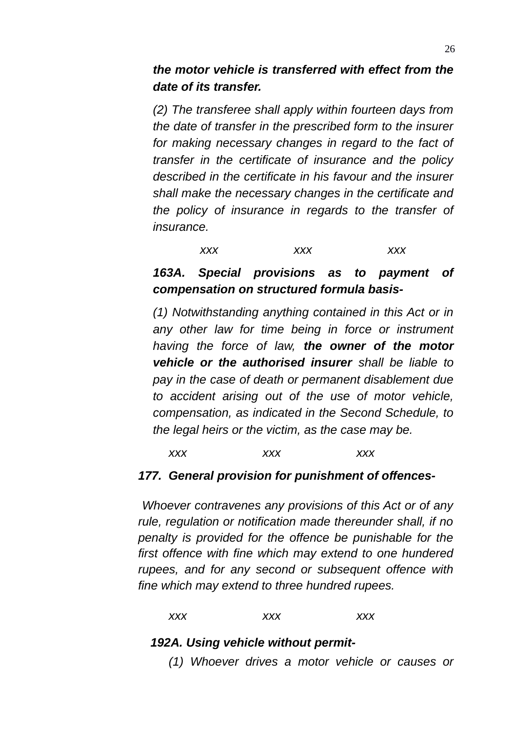***the motor vehicle is transferred with effect from the date of its transfer.***

*(2) The transferee shall apply within fourteen days from the date of transfer in the prescribed form to the insurer for making necessary changes in regard to the fact of transfer in the certificate of insurance and the policy described in the certificate in his favour and the insurer shall make the necessary changes in the certificate and the policy of insurance in regards to the transfer of insurance.*

*xxx xxx xxx*

***163A. Special provisions as to payment of compensation on structured formula basis-***

*(1) Notwithstanding anything contained in this Act or in any other law for time being in force or instrument having the force of law,* ***the owner of the motor vehicle or the authorised insurer*** *shall be liable to pay in the case of death or permanent disablement due to accident arising out of the use of motor vehicle, compensation, as indicated in the Second Schedule, to the legal heirs or the victim, as the case may be.*

*xxx xxx xxx*

***177. General provision for punishment of offences-***

*Whoever contravenes any provisions of this Act or of any rule, regulation or notification made thereunder shall, if no penalty is provided for the offence be punishable for the first offence with fine which may extend to one hundered rupees, and for any second or subsequent offence with fine which may extend to three hundred rupees.*

*xxx xxx xxx*

***192A. Using vehicle without permit-***

*(1) Whoever drives a motor vehicle or causes or*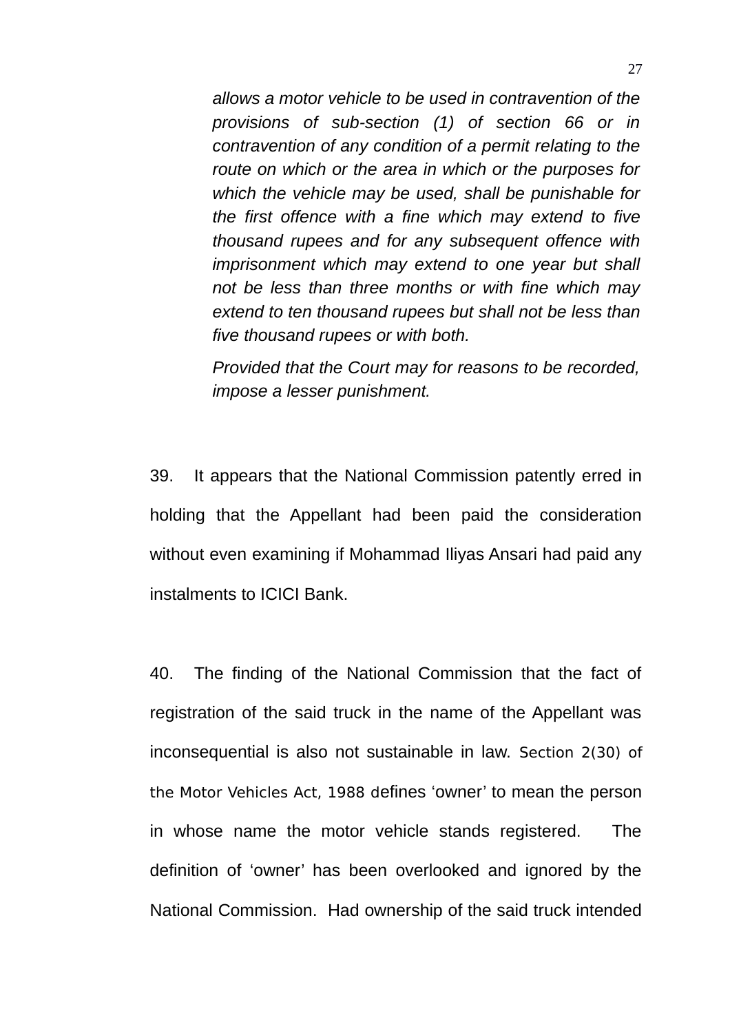*allows a motor vehicle to be used in contravention of the provisions of sub-section (1) of section 66 or in contravention of any condition of a permit relating to the route on which or the area in which or the purposes for which the vehicle may be used, shall be punishable for the first offence with a fine which may extend to five thousand rupees and for any subsequent offence with imprisonment which may extend to one year but shall not be less than three months or with fine which may extend to ten thousand rupees but shall not be less than five thousand rupees or with both.*

*Provided that the Court may for reasons to be recorded, impose a lesser punishment.*

39. It appears that the National Commission patently erred in holding that the Appellant had been paid the consideration without even examining if Mohammad Iliyas Ansari had paid any instalments to ICICI Bank.

40. The finding of the National Commission that the fact of registration of the said truck in the name of the Appellant was inconsequential is also not sustainable in law. Section 2(30) of the Motor Vehicles Act, 1988 defines 'owner' to mean the person in whose name the motor vehicle stands registered. The definition of 'owner' has been overlooked and ignored by the National Commission. Had ownership of the said truck intended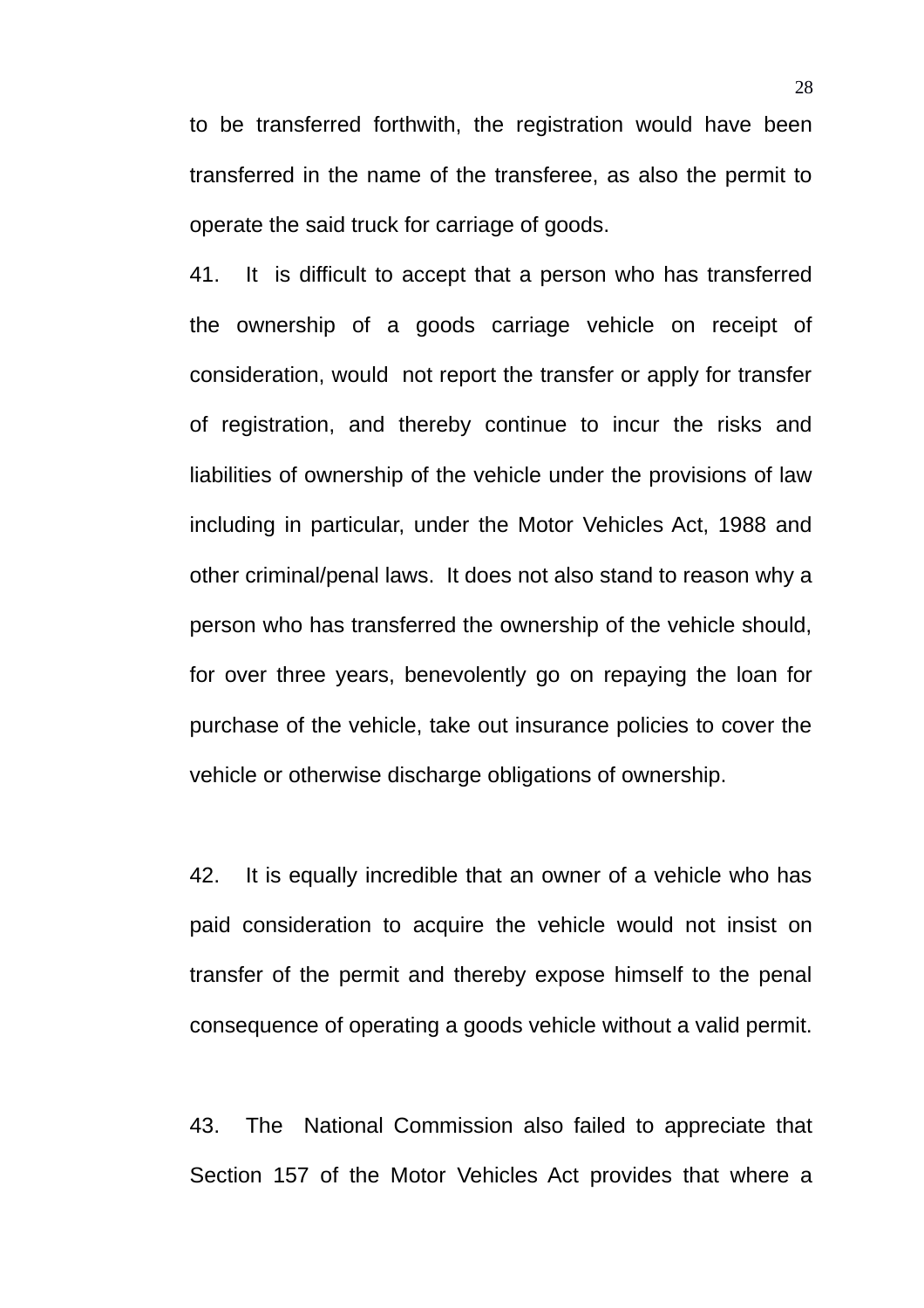to be transferred forthwith, the registration would have been transferred in the name of the transferee, as also the permit to operate the said truck for carriage of goods.

41. It is difficult to accept that a person who has transferred the ownership of a goods carriage vehicle on receipt of consideration, would not report the transfer or apply for transfer of registration, and thereby continue to incur the risks and liabilities of ownership of the vehicle under the provisions of law including in particular, under the Motor Vehicles Act, 1988 and other criminal/penal laws. It does not also stand to reason why a person who has transferred the ownership of the vehicle should, for over three years, benevolently go on repaying the loan for purchase of the vehicle, take out insurance policies to cover the vehicle or otherwise discharge obligations of ownership.

42. It is equally incredible that an owner of a vehicle who has paid consideration to acquire the vehicle would not insist on transfer of the permit and thereby expose himself to the penal consequence of operating a goods vehicle without a valid permit.

43. The National Commission also failed to appreciate that Section 157 of the Motor Vehicles Act provides that where a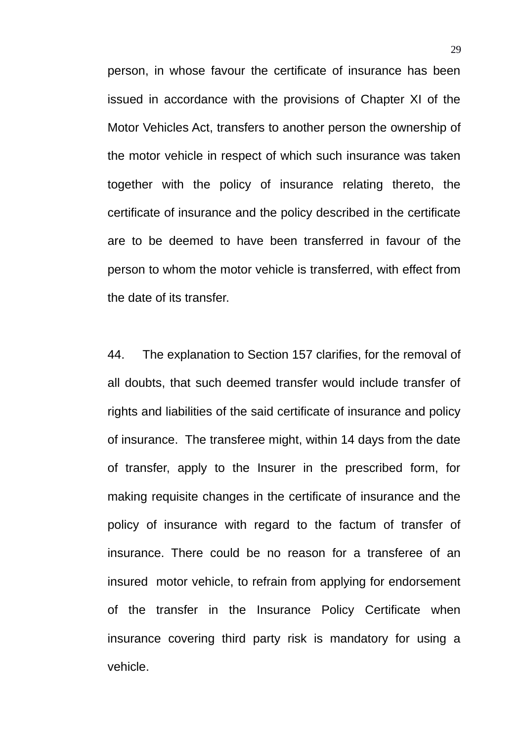person, in whose favour the certificate of insurance has been issued in accordance with the provisions of Chapter XI of the Motor Vehicles Act, transfers to another person the ownership of the motor vehicle in respect of which such insurance was taken together with the policy of insurance relating thereto, the certificate of insurance and the policy described in the certificate are to be deemed to have been transferred in favour of the person to whom the motor vehicle is transferred, with effect from the date of its transfer.

44. The explanation to Section 157 clarifies, for the removal of all doubts, that such deemed transfer would include transfer of rights and liabilities of the said certificate of insurance and policy of insurance. The transferee might, within 14 days from the date of transfer, apply to the Insurer in the prescribed form, for making requisite changes in the certificate of insurance and the policy of insurance with regard to the factum of transfer of insurance. There could be no reason for a transferee of an insured motor vehicle, to refrain from applying for endorsement of the transfer in the Insurance Policy Certificate when insurance covering third party risk is mandatory for using a vehicle.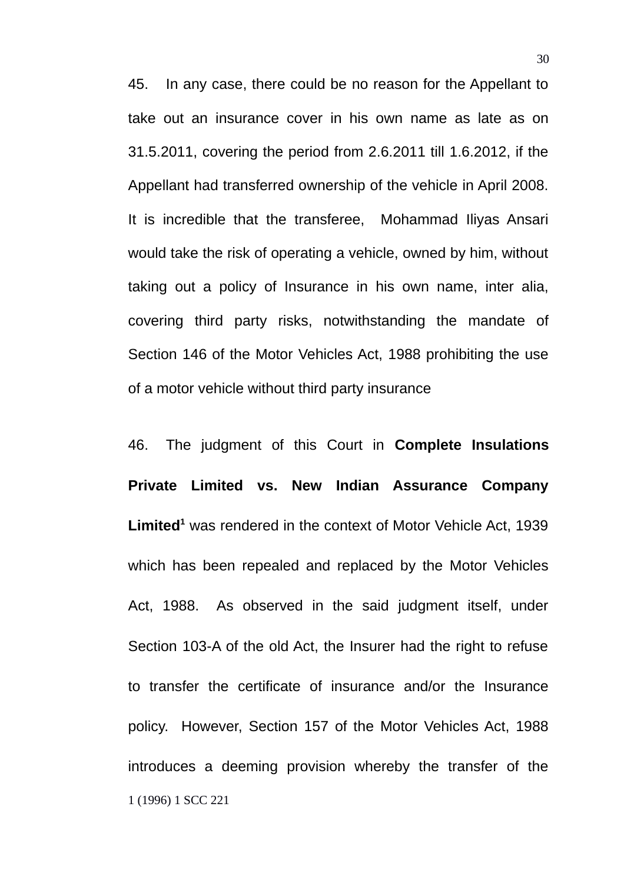45. In any case, there could be no reason for the Appellant to take out an insurance cover in his own name as late as on 31.5.2011, covering the period from 2.6.2011 till 1.6.2012, if the Appellant had transferred ownership of the vehicle in April 2008. It is incredible that the transferee, Mohammad Iliyas Ansari would take the risk of operating a vehicle, owned by him, without taking out a policy of Insurance in his own name, inter alia, covering third party risks, notwithstanding the mandate of Section 146 of the Motor Vehicles Act, 1988 prohibiting the use of a motor vehicle without third party insurance

46. The judgment of this Court in **Complete Insulations Private Limited vs. New Indian Assurance Company Limited**[1] was rendered in the context of Motor Vehicle Act, 1939 which has been repealed and replaced by the Motor Vehicles Act, 1988. As observed in the said judgment itself, under Section 103-A of the old Act, the Insurer had the right to refuse to transfer the certificate of insurance and/or the Insurance policy. However, Section 157 of the Motor Vehicles Act, 1988 introduces a deeming provision whereby the transfer of the

1 (1996) 1 SCC 221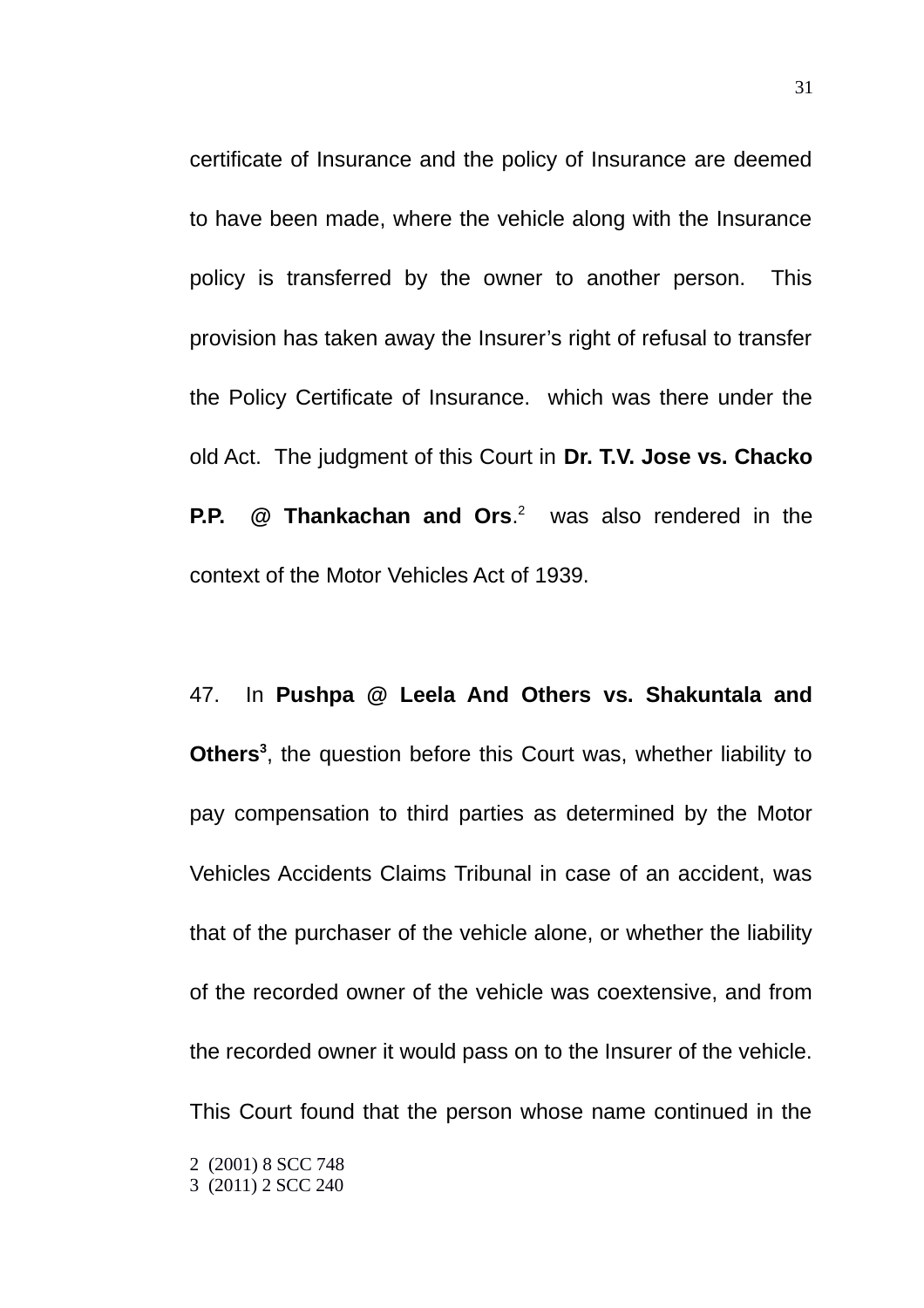certificate of Insurance and the policy of Insurance are deemed to have been made, where the vehicle along with the Insurance policy is transferred by the owner to another person. This provision has taken away the Insurer's right of refusal to transfer the Policy Certificate of Insurance. which was there under the old Act. The judgment of this Court in **Dr. T.V. Jose vs. Chacko P.P. @ Thankachan and Ors**.[2] was also rendered in the context of the Motor Vehicles Act of 1939.

47. In **Pushpa @ Leela And Others vs. Shakuntala and Others**[3], the question before this Court was, whether liability to pay compensation to third parties as determined by the Motor Vehicles Accidents Claims Tribunal in case of an accident, was that of the purchaser of the vehicle alone, or whether the liability of the recorded owner of the vehicle was coextensive, and from the recorded owner it would pass on to the Insurer of the vehicle. This Court found that the person whose name continued in the

2 (2001) 8 SCC 748
3 (2011) 2 SCC 240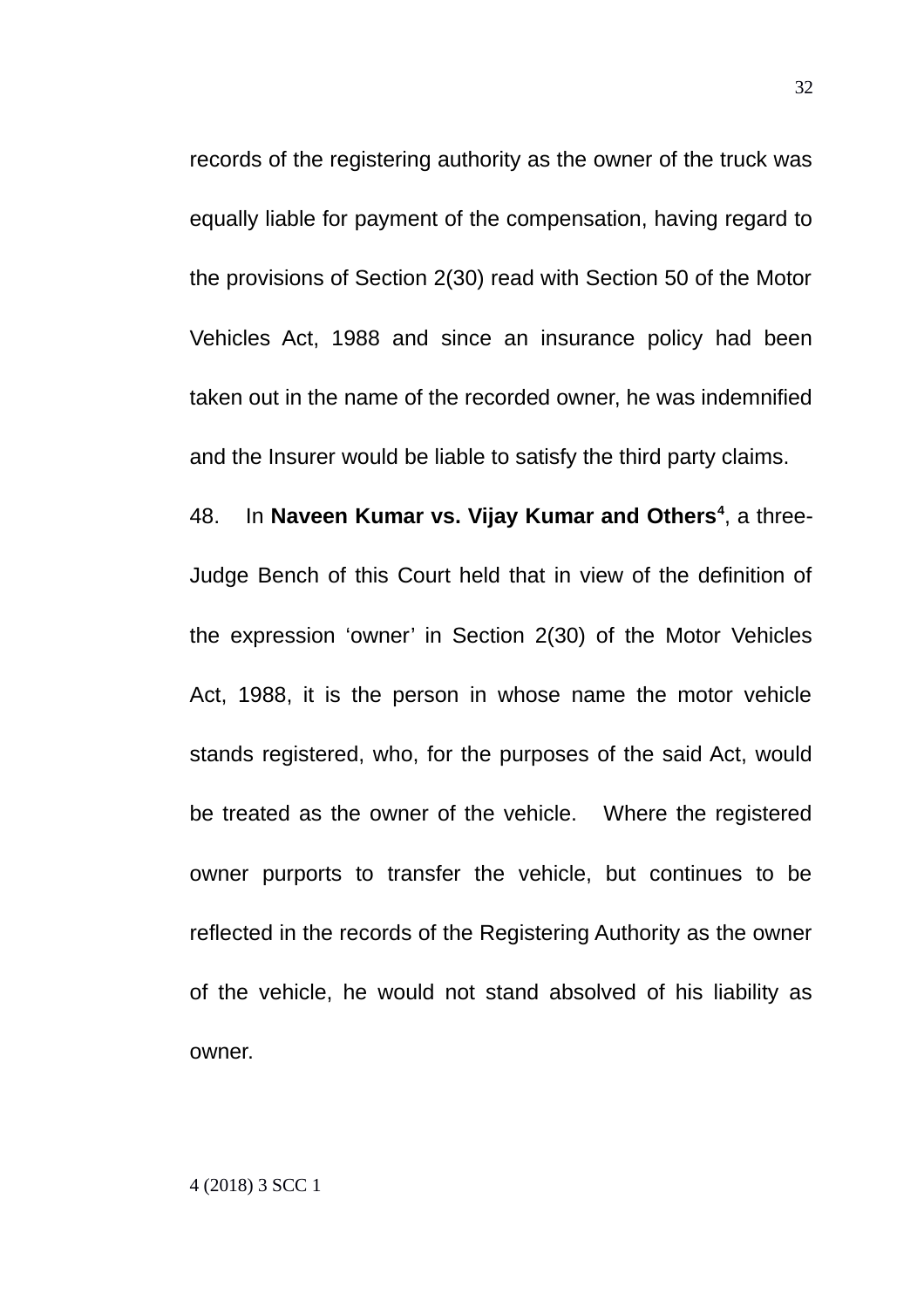records of the registering authority as the owner of the truck was equally liable for payment of the compensation, having regard to the provisions of Section 2(30) read with Section 50 of the Motor Vehicles Act, 1988 and since an insurance policy had been taken out in the name of the recorded owner, he was indemnified and the Insurer would be liable to satisfy the third party claims.

48. In **Naveen Kumar vs. Vijay Kumar and Others**[4], a three-Judge Bench of this Court held that in view of the definition of the expression 'owner' in Section 2(30) of the Motor Vehicles Act, 1988, it is the person in whose name the motor vehicle stands registered, who, for the purposes of the said Act, would be treated as the owner of the vehicle. Where the registered owner purports to transfer the vehicle, but continues to be reflected in the records of the Registering Authority as the owner of the vehicle, he would not stand absolved of his liability as owner.

4 (2018) 3 SCC 1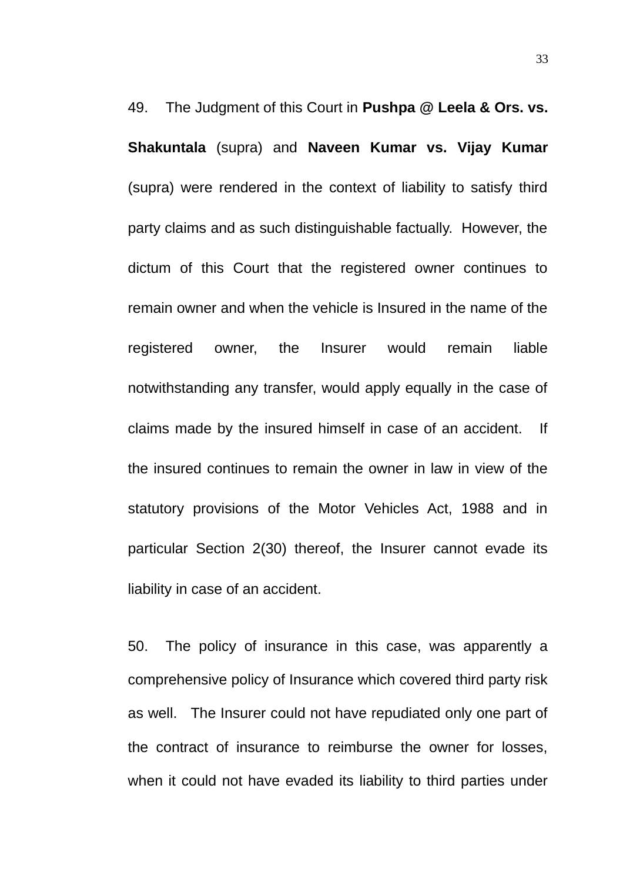49. The Judgment of this Court in **Pushpa @ Leela & Ors. vs. Shakuntala** (supra) and **Naveen Kumar vs. Vijay Kumar** (supra) were rendered in the context of liability to satisfy third party claims and as such distinguishable factually. However, the dictum of this Court that the registered owner continues to remain owner and when the vehicle is Insured in the name of the registered owner, the Insurer would remain liable notwithstanding any transfer, would apply equally in the case of claims made by the insured himself in case of an accident. If the insured continues to remain the owner in law in view of the statutory provisions of the Motor Vehicles Act, 1988 and in particular Section 2(30) thereof, the Insurer cannot evade its liability in case of an accident.

50. The policy of insurance in this case, was apparently a comprehensive policy of Insurance which covered third party risk as well. The Insurer could not have repudiated only one part of the contract of insurance to reimburse the owner for losses, when it could not have evaded its liability to third parties under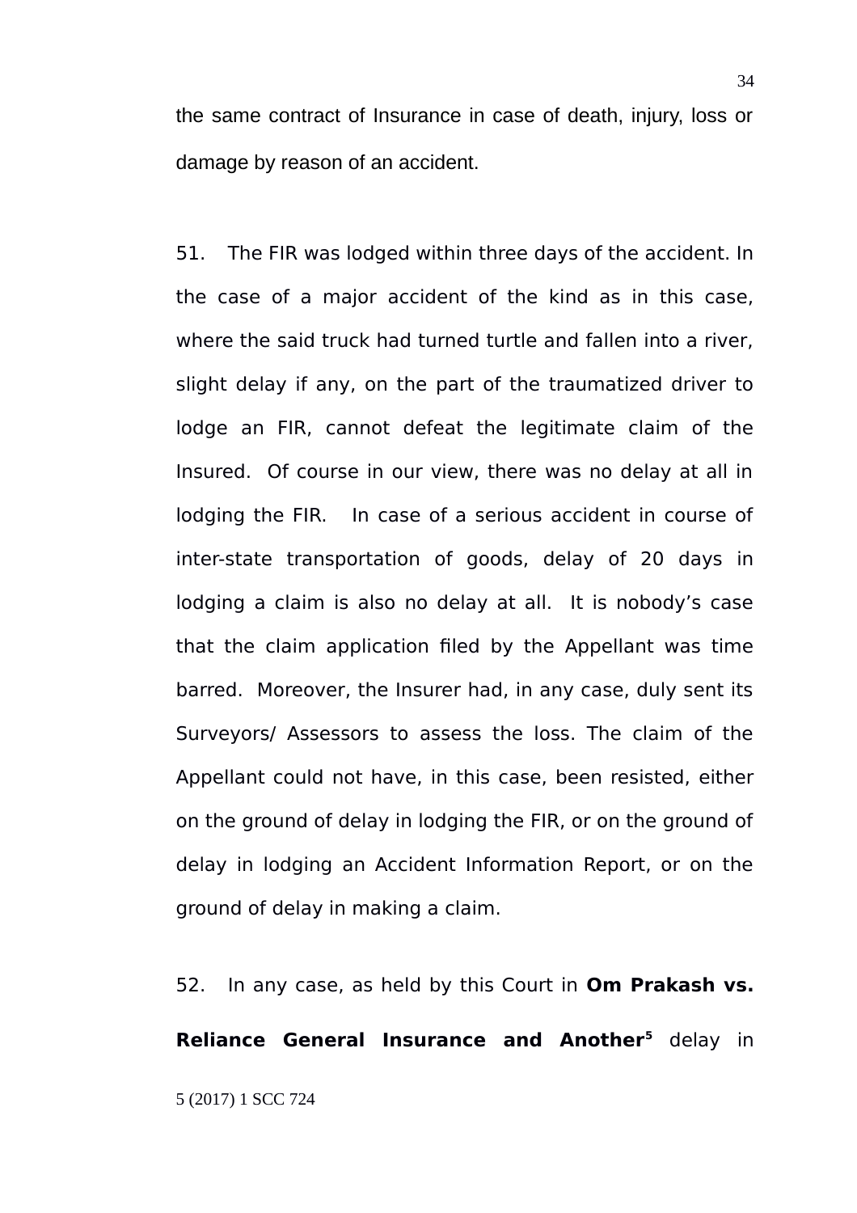the same contract of Insurance in case of death, injury, loss or damage by reason of an accident.

51. The FIR was lodged within three days of the accident. In the case of a major accident of the kind as in this case, where the said truck had turned turtle and fallen into a river, slight delay if any, on the part of the traumatized driver to lodge an FIR, cannot defeat the legitimate claim of the Insured. Of course in our view, there was no delay at all in lodging the FIR. In case of a serious accident in course of inter-state transportation of goods, delay of 20 days in lodging a claim is also no delay at all. It is nobody's case that the claim application filed by the Appellant was time barred. Moreover, the Insurer had, in any case, duly sent its Surveyors/ Assessors to assess the loss. The claim of the Appellant could not have, in this case, been resisted, either on the ground of delay in lodging the FIR, or on the ground of delay in lodging an Accident Information Report, or on the ground of delay in making a claim.

52. In any case, as held by this Court in **Om Prakash vs. Reliance General Insurance and Another**[5] delay in

5 (2017) 1 SCC 724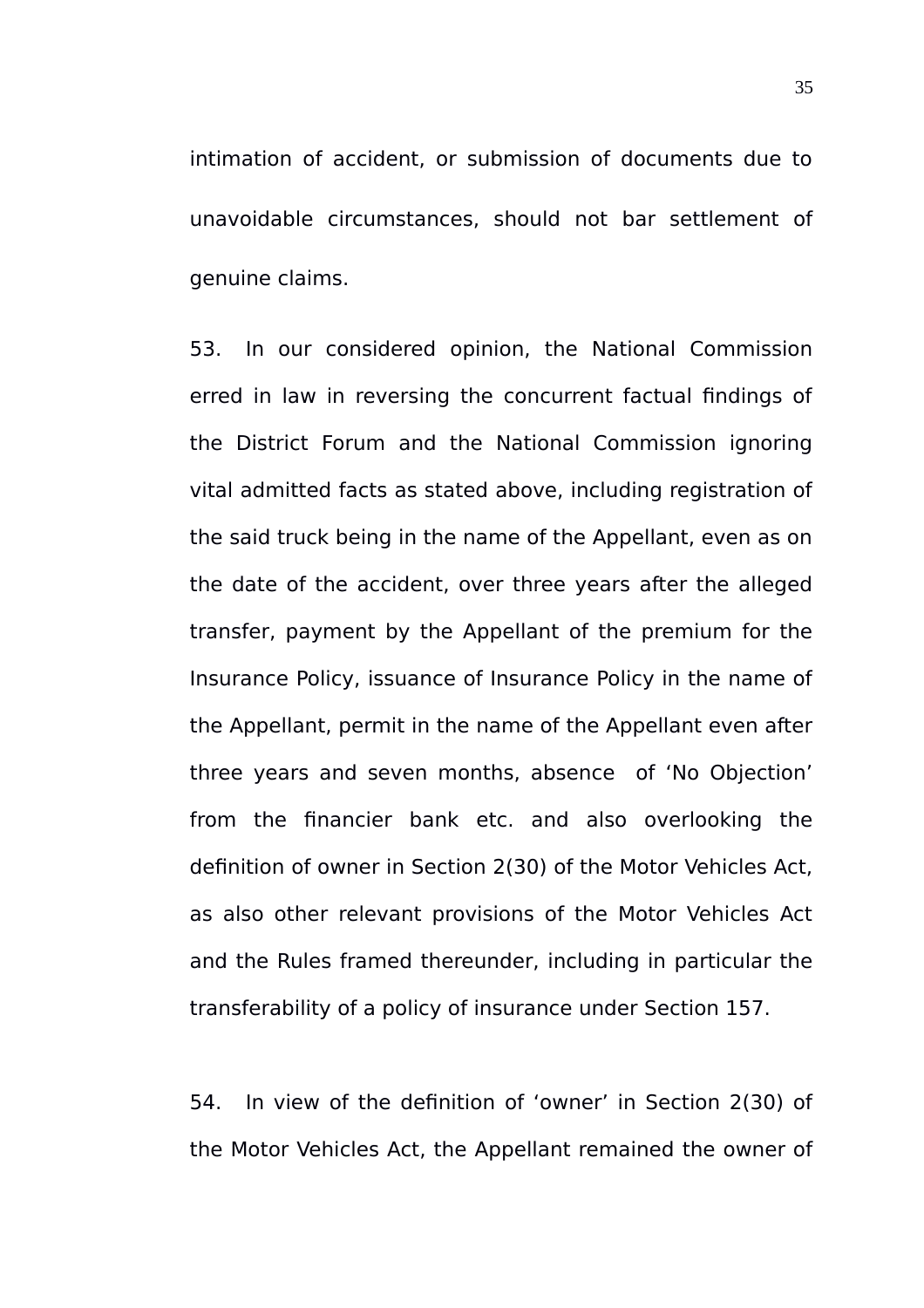intimation of accident, or submission of documents due to unavoidable circumstances, should not bar settlement of genuine claims.

53. In our considered opinion, the National Commission erred in law in reversing the concurrent factual findings of the District Forum and the National Commission ignoring vital admitted facts as stated above, including registration of the said truck being in the name of the Appellant, even as on the date of the accident, over three years after the alleged transfer, payment by the Appellant of the premium for the Insurance Policy, issuance of Insurance Policy in the name of the Appellant, permit in the name of the Appellant even after three years and seven months, absence of 'No Objection' from the financier bank etc. and also overlooking the definition of owner in Section 2(30) of the Motor Vehicles Act, as also other relevant provisions of the Motor Vehicles Act and the Rules framed thereunder, including in particular the transferability of a policy of insurance under Section 157.

54. In view of the definition of 'owner' in Section 2(30) of the Motor Vehicles Act, the Appellant remained the owner of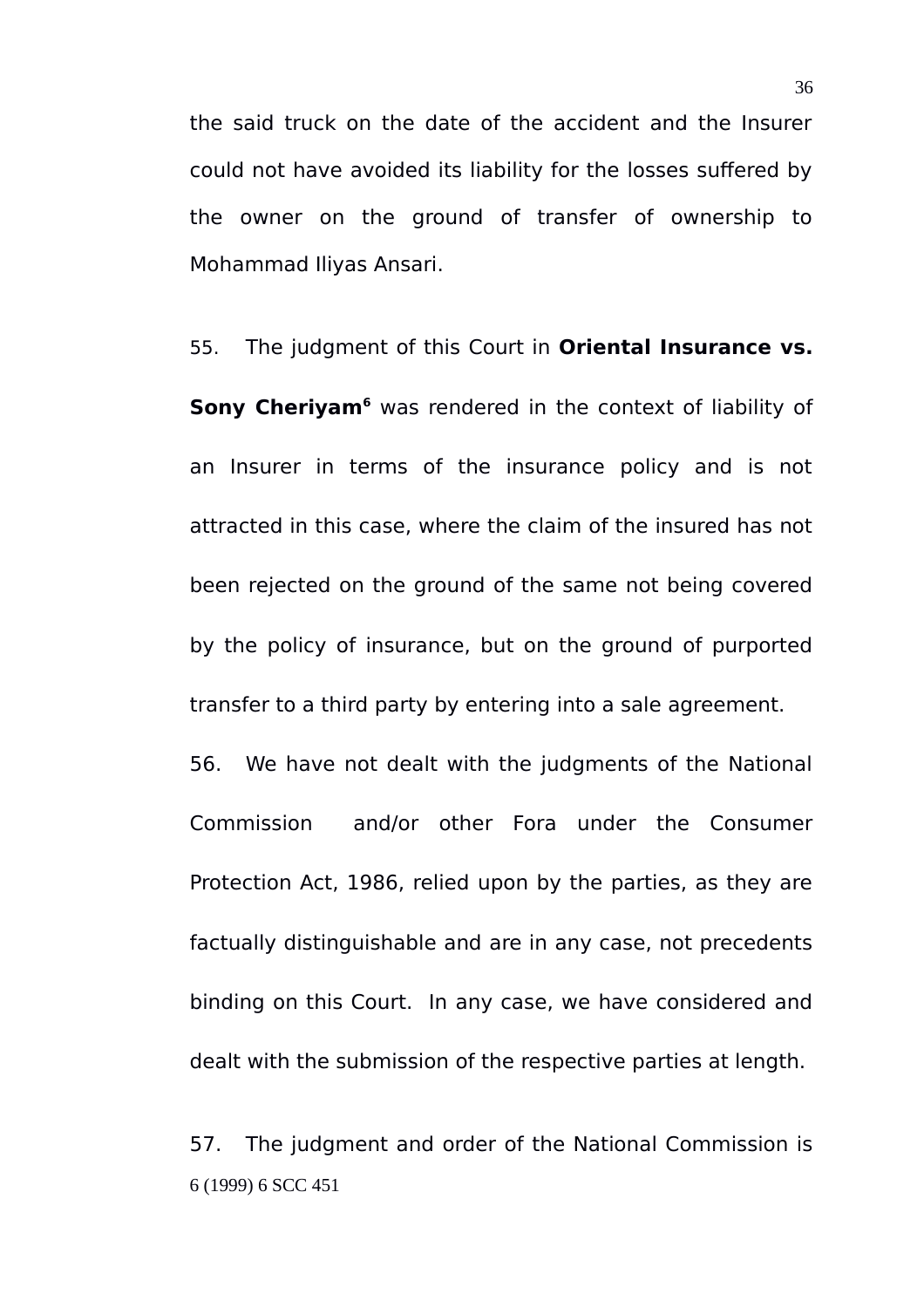the said truck on the date of the accident and the Insurer could not have avoided its liability for the losses suffered by the owner on the ground of transfer of ownership to Mohammad Iliyas Ansari.

55. The judgment of this Court in **Oriental Insurance vs. Sony Cheriyam**[6] was rendered in the context of liability of an Insurer in terms of the insurance policy and is not attracted in this case, where the claim of the insured has not been rejected on the ground of the same not being covered by the policy of insurance, but on the ground of purported transfer to a third party by entering into a sale agreement.

56. We have not dealt with the judgments of the National Commission and/or other Fora under the Consumer Protection Act, 1986, relied upon by the parties, as they are factually distinguishable and are in any case, not precedents binding on this Court. In any case, we have considered and dealt with the submission of the respective parties at length.

57. The judgment and order of the National Commission is

6 (1999) 6 SCC 451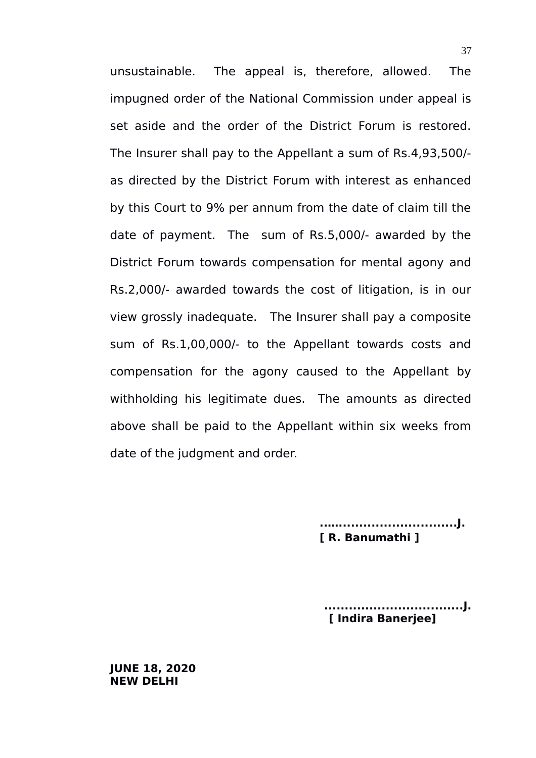unsustainable. The appeal is, therefore, allowed. The impugned order of the National Commission under appeal is set aside and the order of the District Forum is restored. The Insurer shall pay to the Appellant a sum of Rs.4,93,500/- as directed by the District Forum with interest as enhanced by this Court to 9% per annum from the date of claim till the date of payment. The sum of Rs.5,000/- awarded by the District Forum towards compensation for mental agony and Rs.2,000/- awarded towards the cost of litigation, is in our view grossly inadequate. The Insurer shall pay a composite sum of Rs.1,00,000/- to the Appellant towards costs and compensation for the agony caused to the Appellant by withholding his legitimate dues. The amounts as directed above shall be paid to the Appellant within six weeks from date of the judgment and order.

**…..............................J.**
**[ R. Banumathi ]**

**..................................J.**
**[ Indira Banerjee]**

**JUNE 18, 2020**
**NEW DELHI**